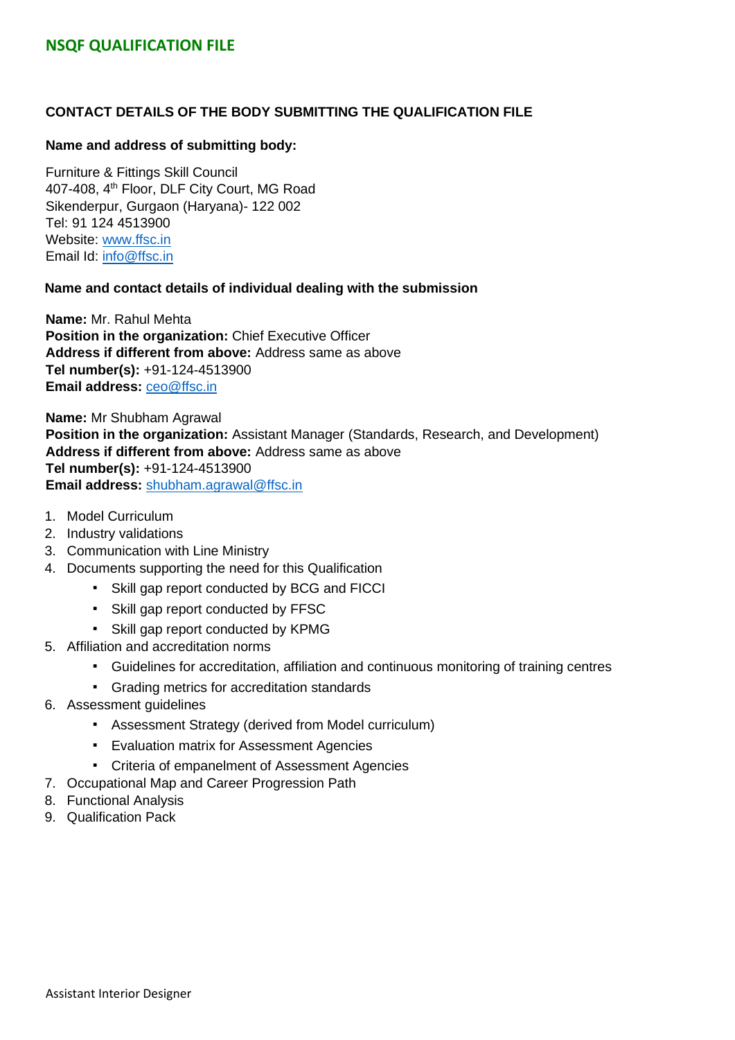## NSQF QUALIFICATION FILE

### CONTACT DETAILS OF THE BODY SUBMITTING THE QUALIFICATION FILE

**Name and address of submitting body:**

Furniture & Fittings Skill Council
407-408, 4th Floor, DLF City Court, MG Road
Sikenderpur, Gurgaon (Haryana)- 122 002
Tel: 91 124 4513900
Website: www.ffsc.in
Email Id: info@ffsc.in

**Name and contact details of individual dealing with the submission**

**Name:** Mr. Rahul Mehta
**Position in the organization:** Chief Executive Officer
**Address if different from above:** Address same as above
**Tel number(s):** +91-124-4513900
**Email address:** ceo@ffsc.in

**Name:** Mr Shubham Agrawal
**Position in the organization:** Assistant Manager (Standards, Research, and Development)
**Address if different from above:** Address same as above
**Tel number(s):** +91-124-4513900
**Email address:** shubham.agrawal@ffsc.in

1. Model Curriculum
2. Industry validations
3. Communication with Line Ministry
4. Documents supporting the need for this Qualification
   - Skill gap report conducted by BCG and FICCI
   - Skill gap report conducted by FFSC
   - Skill gap report conducted by KPMG
5. Affiliation and accreditation norms
   - Guidelines for accreditation, affiliation and continuous monitoring of training centres
   - Grading metrics for accreditation standards
6. Assessment guidelines
   - Assessment Strategy (derived from Model curriculum)
   - Evaluation matrix for Assessment Agencies
   - Criteria of empanelment of Assessment Agencies
7. Occupational Map and Career Progression Path
8. Functional Analysis
9. Qualification Pack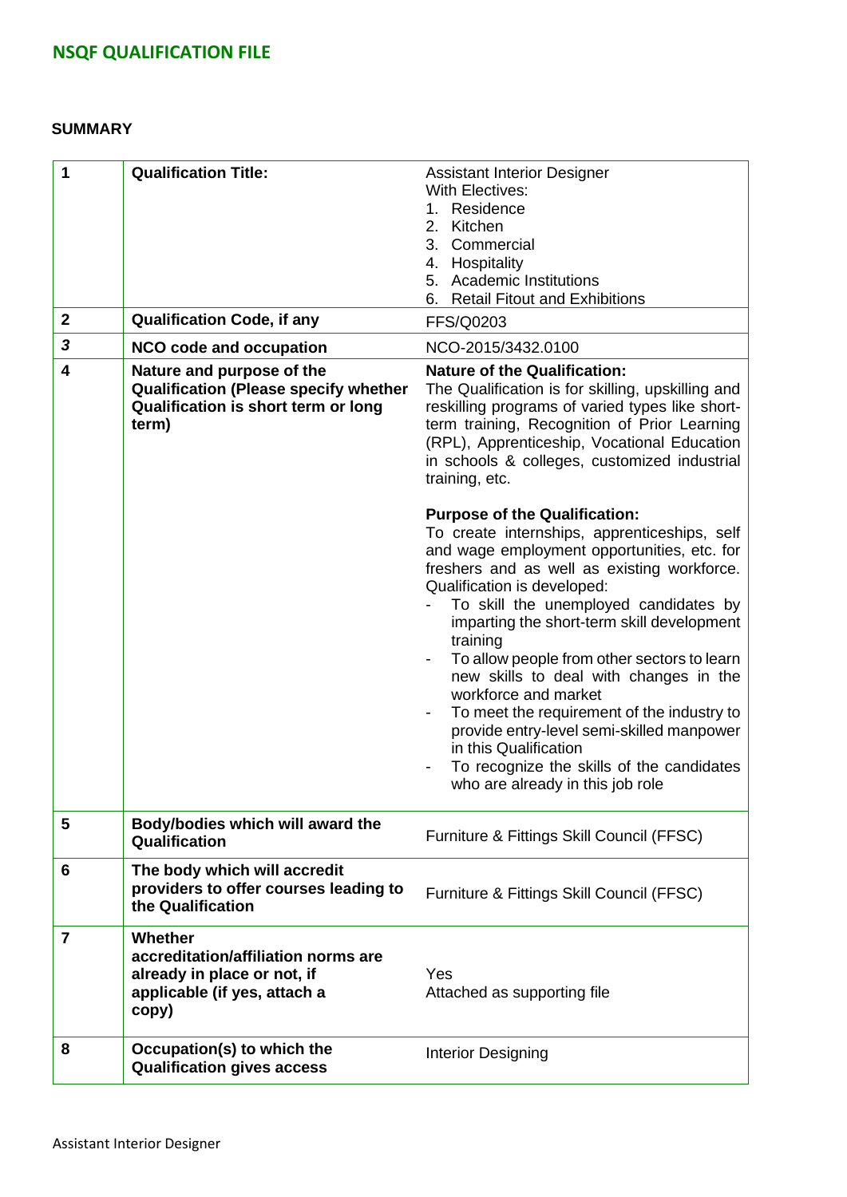## NSQF QUALIFICATION FILE

### SUMMARY

| | | |
|---|---|---|
| 1 | **Qualification Title:** | Assistant Interior Designer<br>With Electives:<br>1. Residence<br>2. Kitchen<br>3. Commercial<br>4. Hospitality<br>5. Academic Institutions<br>6. Retail Fitout and Exhibitions |
| 2 | **Qualification Code, if any** | FFS/Q0203 |
| *3* | **NCO code and occupation** | NCO-2015/3432.0100 |
| 4 | **Nature and purpose of the Qualification (Please specify whether Qualification is short term or long term)** | **Nature of the Qualification:**<br>The Qualification is for skilling, upskilling and reskilling programs of varied types like short-term training, Recognition of Prior Learning (RPL), Apprenticeship, Vocational Education in schools & colleges, customized industrial training, etc.<br><br>**Purpose of the Qualification:**<br>To create internships, apprenticeships, self and wage employment opportunities, etc. for freshers and as well as existing workforce. Qualification is developed:<br>- To skill the unemployed candidates by imparting the short-term skill development training<br>- To allow people from other sectors to learn new skills to deal with changes in the workforce and market<br>- To meet the requirement of the industry to provide entry-level semi-skilled manpower in this Qualification<br>- To recognize the skills of the candidates who are already in this job role |
| 5 | **Body/bodies which will award the Qualification** | Furniture & Fittings Skill Council (FFSC) |
| 6 | **The body which will accredit providers to offer courses leading to the Qualification** | Furniture & Fittings Skill Council (FFSC) |
| 7 | **Whether accreditation/affiliation norms are already in place or not, if applicable (if yes, attach a copy)** | Yes<br>Attached as supporting file |
| 8 | **Occupation(s) to which the Qualification gives access** | Interior Designing |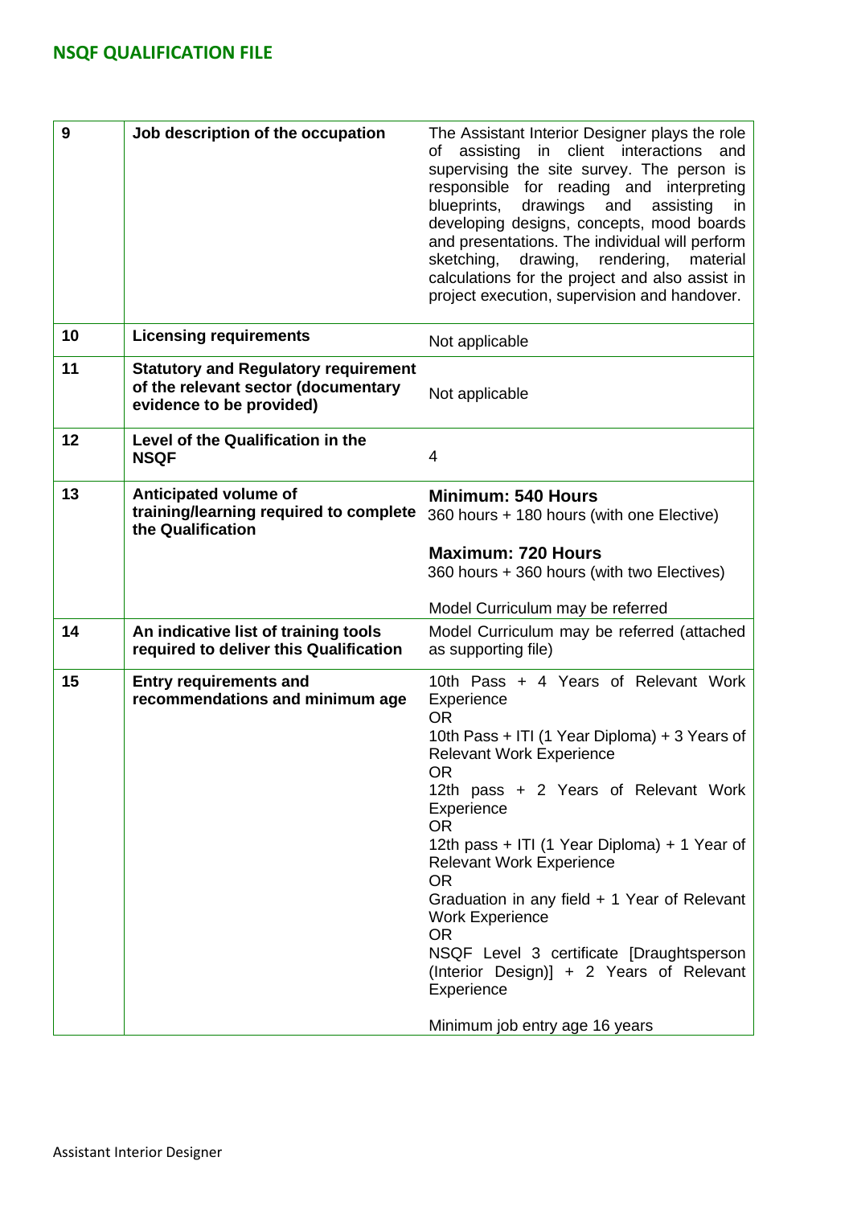| 9 | Job description of the occupation | The Assistant Interior Designer plays the role of assisting in client interactions and supervising the site survey. The person is responsible for reading and interpreting blueprints, drawings and assisting in developing designs, concepts, mood boards and presentations. The individual will perform sketching, drawing, rendering, material calculations for the project and also assist in project execution, supervision and handover. |
|---|---|---|
| 10 | Licensing requirements | Not applicable |
| 11 | Statutory and Regulatory requirement of the relevant sector (documentary evidence to be provided) | Not applicable |
| 12 | Level of the Qualification in the NSQF | 4 |
| 13 | Anticipated volume of training/learning required to complete the Qualification | **Minimum: 540 Hours**<br>360 hours + 180 hours (with one Elective)<br><br>**Maximum: 720 Hours**<br>360 hours + 360 hours (with two Electives)<br><br>Model Curriculum may be referred |
| 14 | An indicative list of training tools required to deliver this Qualification | Model Curriculum may be referred (attached as supporting file) |
| 15 | Entry requirements and recommendations and minimum age | 10th Pass + 4 Years of Relevant Work Experience<br>OR<br>10th Pass + ITI (1 Year Diploma) + 3 Years of Relevant Work Experience<br>OR<br>12th pass + 2 Years of Relevant Work Experience<br>OR<br>12th pass + ITI (1 Year Diploma) + 1 Year of Relevant Work Experience<br>OR<br>Graduation in any field + 1 Year of Relevant Work Experience<br>OR<br>NSQF Level 3 certificate [Draughtsperson (Interior Design)] + 2 Years of Relevant Experience<br><br>Minimum job entry age 16 years |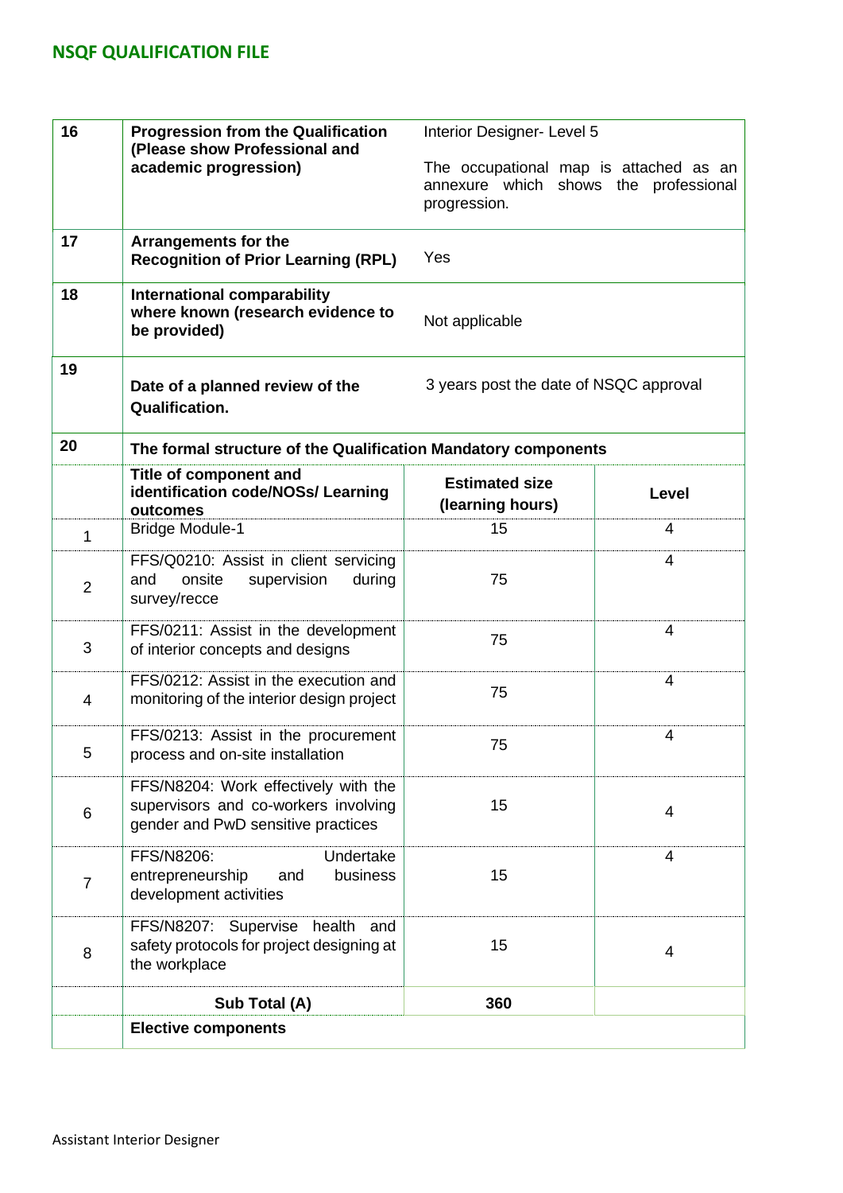| 16 | Progression from the Qualification (Please show Professional and academic progression) | Interior Designer- Level 5<br><br>The occupational map is attached as an annexure which shows the professional progression. | |
|---|---|---|---|
| 17 | **Arrangements for the Recognition of Prior Learning (RPL)** | Yes | |
| 18 | **International comparability where known (research evidence to be provided)** | Not applicable | |
| 19 | **Date of a planned review of the Qualification.** | 3 years post the date of NSQC approval | |
| 20 | **The formal structure of the Qualification Mandatory components** | | |
| | **Title of component and identification code/NOSs/ Learning outcomes** | **Estimated size (learning hours)** | **Level** |
| 1 | Bridge Module-1 | 15 | 4 |
| 2 | FFS/Q0210: Assist in client servicing and onsite supervision during survey/recce | 75 | 4 |
| 3 | FFS/0211: Assist in the development of interior concepts and designs | 75 | 4 |
| 4 | FFS/0212: Assist in the execution and monitoring of the interior design project | 75 | 4 |
| 5 | FFS/0213: Assist in the procurement process and on-site installation | 75 | 4 |
| 6 | FFS/N8204: Work effectively with the supervisors and co-workers involving gender and PwD sensitive practices | 15 | 4 |
| 7 | FFS/N8206: Undertake entrepreneurship and business development activities | 15 | 4 |
| 8 | FFS/N8207: Supervise health and safety protocols for project designing at the workplace | 15 | 4 |
| | **Sub Total (A)** | **360** | |
| | **Elective components** | | |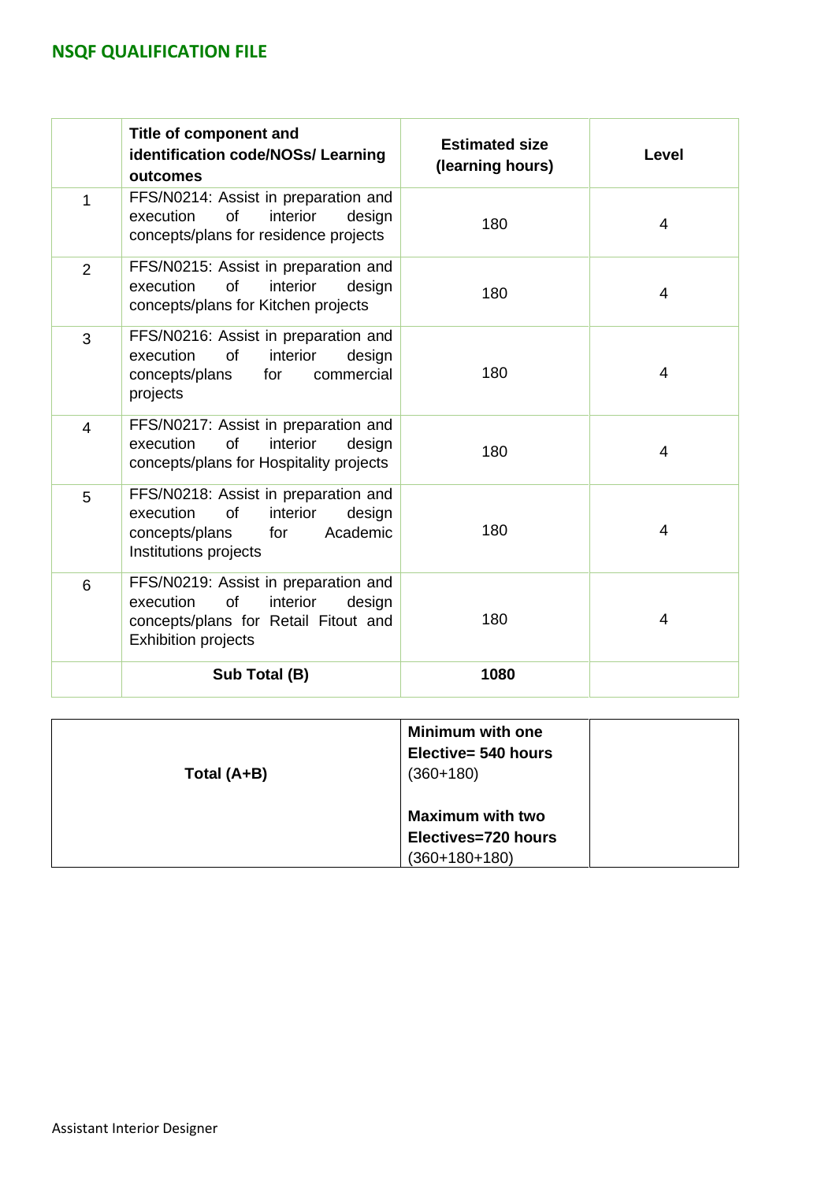| | Title of component and identification code/NOSs/ Learning outcomes | Estimated size (learning hours) | Level |
|---|---|---|---|
| 1 | FFS/N0214: Assist in preparation and execution of interior design concepts/plans for residence projects | 180 | 4 |
| 2 | FFS/N0215: Assist in preparation and execution of interior design concepts/plans for Kitchen projects | 180 | 4 |
| 3 | FFS/N0216: Assist in preparation and execution of interior design concepts/plans for commercial projects | 180 | 4 |
| 4 | FFS/N0217: Assist in preparation and execution of interior design concepts/plans for Hospitality projects | 180 | 4 |
| 5 | FFS/N0218: Assist in preparation and execution of interior design concepts/plans for Academic Institutions projects | 180 | 4 |
| 6 | FFS/N0219: Assist in preparation and execution of interior design concepts/plans for Retail Fitout and Exhibition projects | 180 | 4 |
| | **Sub Total (B)** | **1080** | |

| | | |
|---|---|---|
| **Total (A+B)** | **Minimum with one Elective= 540 hours** (360+180)<br><br>**Maximum with two Electives=720 hours** (360+180+180) | |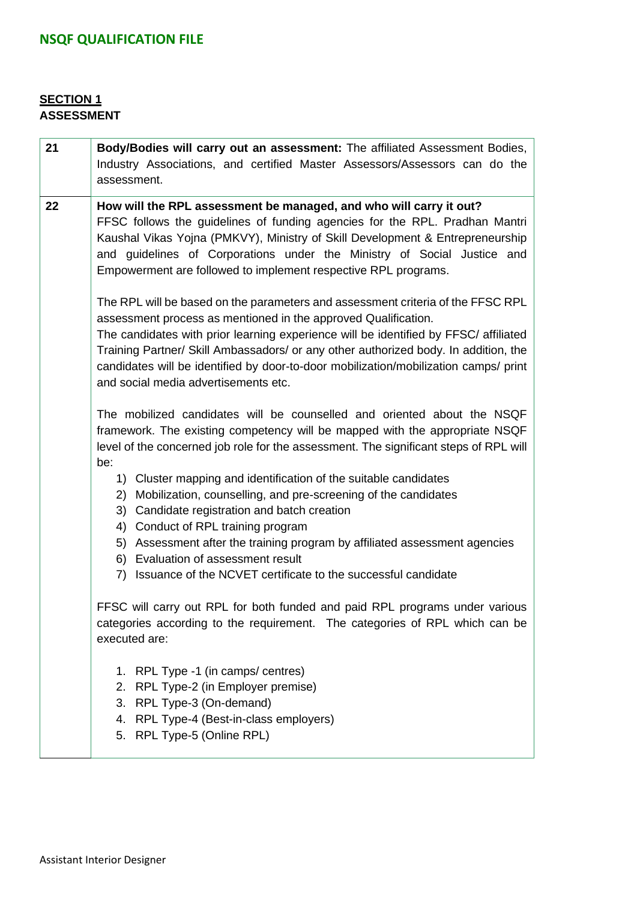**SECTION 1**
**ASSESSMENT**

| | |
|---|---|
| 21 | **Body/Bodies will carry out an assessment:** The affiliated Assessment Bodies, Industry Associations, and certified Master Assessors/Assessors can do the assessment. |
| 22 | **How will the RPL assessment be managed, and who will carry it out?**<br>FFSC follows the guidelines of funding agencies for the RPL. Pradhan Mantri Kaushal Vikas Yojna (PMKVY), Ministry of Skill Development & Entrepreneurship and guidelines of Corporations under the Ministry of Social Justice and Empowerment are followed to implement respective RPL programs.<br><br>The RPL will be based on the parameters and assessment criteria of the FFSC RPL assessment process as mentioned in the approved Qualification.<br>The candidates with prior learning experience will be identified by FFSC/ affiliated Training Partner/ Skill Ambassadors/ or any other authorized body. In addition, the candidates will be identified by door-to-door mobilization/mobilization camps/ print and social media advertisements etc.<br><br>The mobilized candidates will be counselled and oriented about the NSQF framework. The existing competency will be mapped with the appropriate NSQF level of the concerned job role for the assessment. The significant steps of RPL will be:<br>1) Cluster mapping and identification of the suitable candidates<br>2) Mobilization, counselling, and pre-screening of the candidates<br>3) Candidate registration and batch creation<br>4) Conduct of RPL training program<br>5) Assessment after the training program by affiliated assessment agencies<br>6) Evaluation of assessment result<br>7) Issuance of the NCVET certificate to the successful candidate<br><br>FFSC will carry out RPL for both funded and paid RPL programs under various categories according to the requirement. The categories of RPL which can be executed are:<br><br>1. RPL Type -1 (in camps/ centres)<br>2. RPL Type-2 (in Employer premise)<br>3. RPL Type-3 (On-demand)<br>4. RPL Type-4 (Best-in-class employers)<br>5. RPL Type-5 (Online RPL) |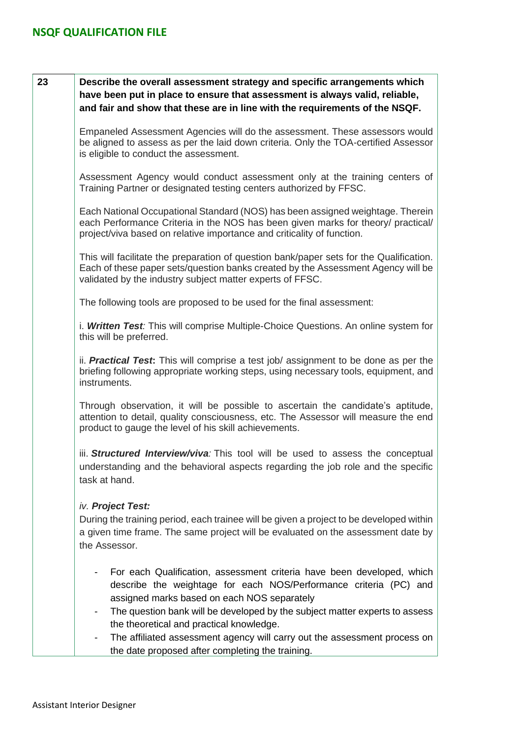| 23 | **Describe the overall assessment strategy and specific arrangements which have been put in place to ensure that assessment is always valid, reliable, and fair and show that these are in line with the requirements of the NSQF.**<br><br>Empaneled Assessment Agencies will do the assessment. These assessors would be aligned to assess as per the laid down criteria. Only the TOA-certified Assessor is eligible to conduct the assessment.<br><br>Assessment Agency would conduct assessment only at the training centers of Training Partner or designated testing centers authorized by FFSC.<br><br>Each National Occupational Standard (NOS) has been assigned weightage. Therein each Performance Criteria in the NOS has been given marks for theory/ practical/ project/viva based on relative importance and criticality of function.<br><br>This will facilitate the preparation of question bank/paper sets for the Qualification. Each of these paper sets/question banks created by the Assessment Agency will be validated by the industry subject matter experts of FFSC.<br><br>The following tools are proposed to be used for the final assessment:<br><br>i. ***Written Test****:* This will comprise Multiple-Choice Questions. An online system for this will be preferred.<br><br>ii. ***Practical Test*****:** This will comprise a test job/ assignment to be done as per the briefing following appropriate working steps, using necessary tools, equipment, and instruments.<br><br>Through observation, it will be possible to ascertain the candidate's aptitude, attention to detail, quality consciousness, etc. The Assessor will measure the end product to gauge the level of his skill achievements.<br><br>iii. ***Structured Interview/viva****:* This tool will be used to assess the conceptual understanding and the behavioral aspects regarding the job role and the specific task at hand.<br><br>*iv.* ***Project Test:***<br>During the training period, each trainee will be given a project to be developed within a given time frame. The same project will be evaluated on the assessment date by the Assessor.<br><br>- For each Qualification, assessment criteria have been developed, which describe the weightage for each NOS/Performance criteria (PC) and assigned marks based on each NOS separately<br>- The question bank will be developed by the subject matter experts to assess the theoretical and practical knowledge.<br>- The affiliated assessment agency will carry out the assessment process on the date proposed after completing the training. |
|---|---|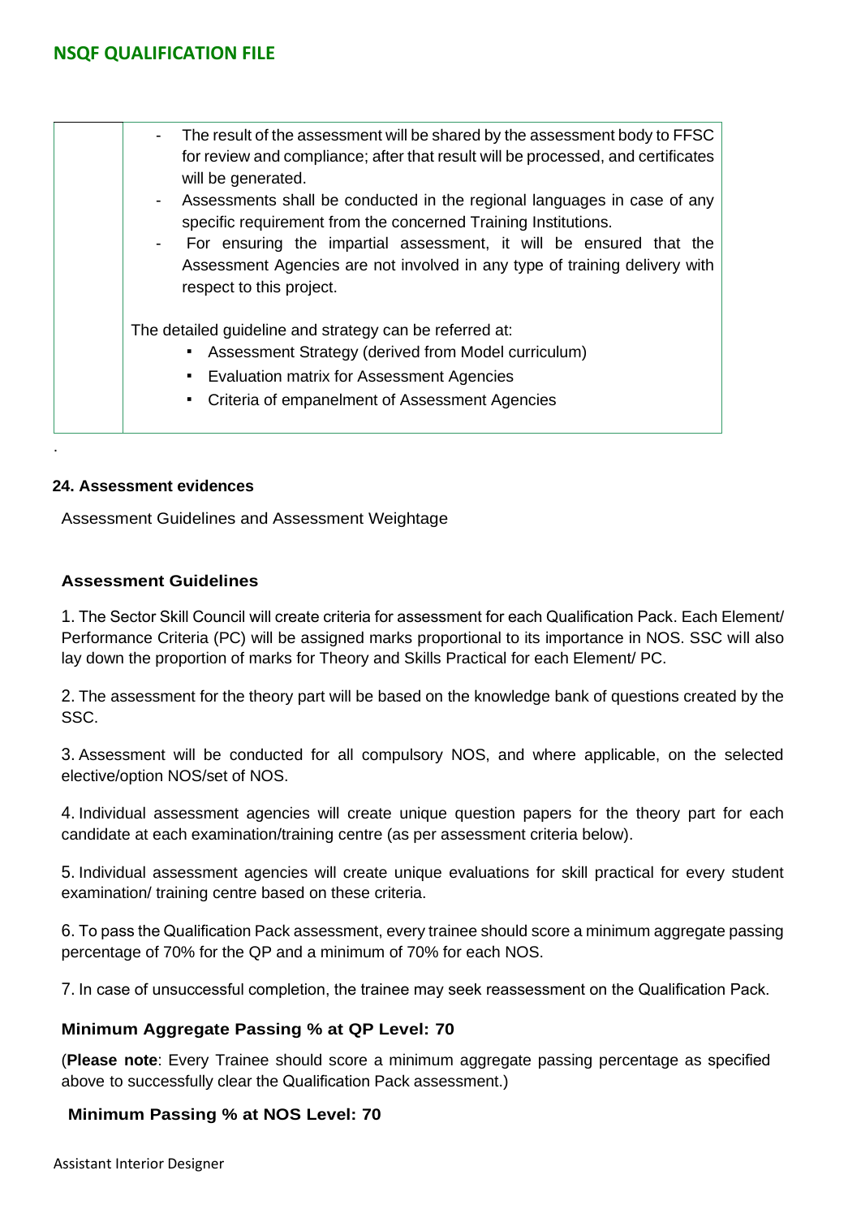| | - The result of the assessment will be shared by the assessment body to FFSC for review and compliance; after that result will be processed, and certificates will be generated.<br>- Assessments shall be conducted in the regional languages in case of any specific requirement from the concerned Training Institutions.<br>- For ensuring the impartial assessment, it will be ensured that the Assessment Agencies are not involved in any type of training delivery with respect to this project.<br><br>The detailed guideline and strategy can be referred at:<br>▪ Assessment Strategy (derived from Model curriculum)<br>▪ Evaluation matrix for Assessment Agencies<br>▪ Criteria of empanelment of Assessment Agencies |
|---|---|

.

**24. Assessment evidences**

Assessment Guidelines and Assessment Weightage

**Assessment Guidelines**

1. The Sector Skill Council will create criteria for assessment for each Qualification Pack. Each Element/ Performance Criteria (PC) will be assigned marks proportional to its importance in NOS. SSC will also lay down the proportion of marks for Theory and Skills Practical for each Element/ PC.

2. The assessment for the theory part will be based on the knowledge bank of questions created by the SSC.

3. Assessment will be conducted for all compulsory NOS, and where applicable, on the selected elective/option NOS/set of NOS.

4. Individual assessment agencies will create unique question papers for the theory part for each candidate at each examination/training centre (as per assessment criteria below).

5. Individual assessment agencies will create unique evaluations for skill practical for every student examination/ training centre based on these criteria.

6. To pass the Qualification Pack assessment, every trainee should score a minimum aggregate passing percentage of 70% for the QP and a minimum of 70% for each NOS.

7. In case of unsuccessful completion, the trainee may seek reassessment on the Qualification Pack.

**Minimum Aggregate Passing % at QP Level: 70**

(**Please note**: Every Trainee should score a minimum aggregate passing percentage as specified above to successfully clear the Qualification Pack assessment.)

**Minimum Passing % at NOS Level: 70**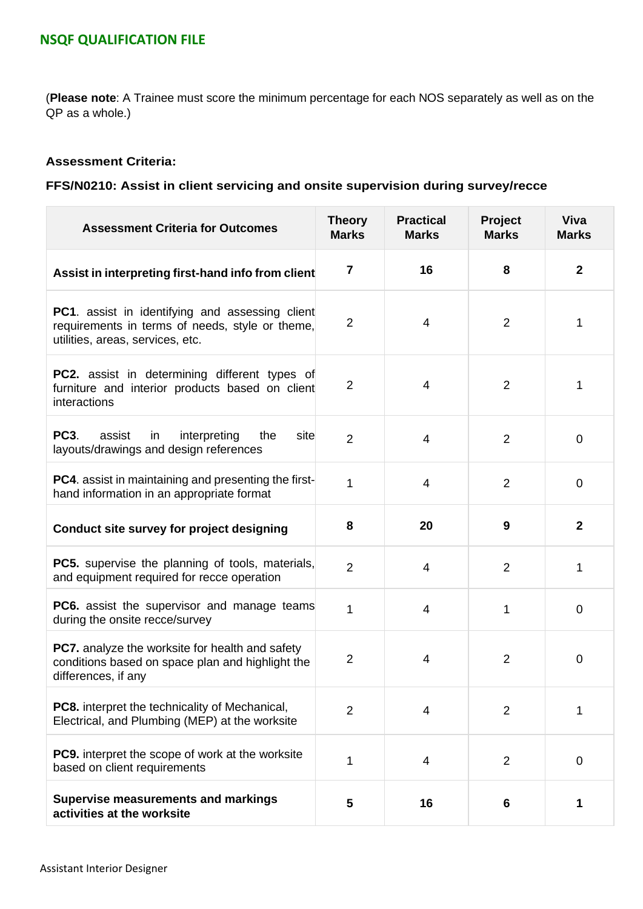(**Please note**: A Trainee must score the minimum percentage for each NOS separately as well as on the QP as a whole.)

**Assessment Criteria:**

**FFS/N0210: Assist in client servicing and onsite supervision during survey/recce**

| Assessment Criteria for Outcomes | Theory Marks | Practical Marks | Project Marks | Viva Marks |
|---|---|---|---|---|
| **Assist in interpreting first-hand info from client** | **7** | **16** | **8** | **2** |
| **PC1**. assist in identifying and assessing client requirements in terms of needs, style or theme, utilities, areas, services, etc. | 2 | 4 | 2 | 1 |
| **PC2.** assist in determining different types of furniture and interior products based on client interactions | 2 | 4 | 2 | 1 |
| **PC3**. assist in interpreting the site layouts/drawings and design references | 2 | 4 | 2 | 0 |
| **PC4**. assist in maintaining and presenting the first-hand information in an appropriate format | 1 | 4 | 2 | 0 |
| **Conduct site survey for project designing** | **8** | **20** | **9** | **2** |
| **PC5.** supervise the planning of tools, materials, and equipment required for recce operation | 2 | 4 | 2 | 1 |
| **PC6.** assist the supervisor and manage teams during the onsite recce/survey | 1 | 4 | 1 | 0 |
| **PC7.** analyze the worksite for health and safety conditions based on space plan and highlight the differences, if any | 2 | 4 | 2 | 0 |
| **PC8.** interpret the technicality of Mechanical, Electrical, and Plumbing (MEP) at the worksite | 2 | 4 | 2 | 1 |
| **PC9.** interpret the scope of work at the worksite based on client requirements | 1 | 4 | 2 | 0 |
| **Supervise measurements and markings activities at the worksite** | **5** | **16** | **6** | **1** |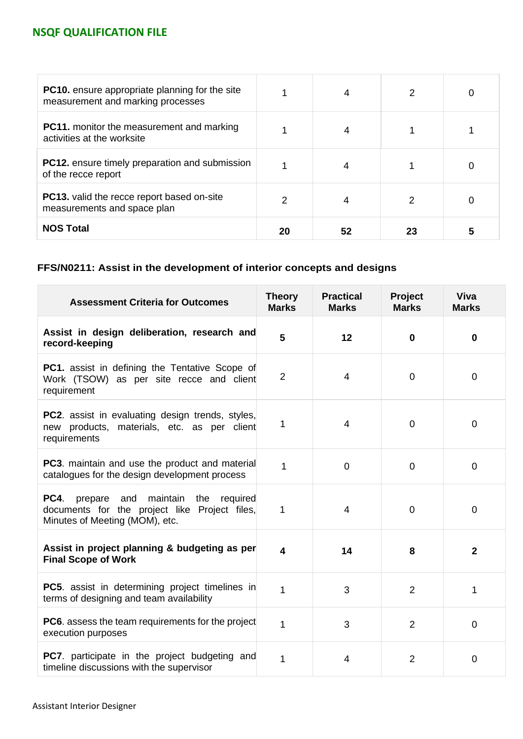| | | | | |
|---|---|---|---|---|
| **PC10.** ensure appropriate planning for the site measurement and marking processes | 1 | 4 | 2 | 0 |
| **PC11.** monitor the measurement and marking activities at the worksite | 1 | 4 | 1 | 1 |
| **PC12.** ensure timely preparation and submission of the recce report | 1 | 4 | 1 | 0 |
| **PC13.** valid the recce report based on-site measurements and space plan | 2 | 4 | 2 | 0 |
| **NOS Total** | **20** | **52** | **23** | **5** |

### FFS/N0211: Assist in the development of interior concepts and designs

| Assessment Criteria for Outcomes | Theory Marks | Practical Marks | Project Marks | Viva Marks |
|---|---|---|---|---|
| **Assist in design deliberation, research and record-keeping** | **5** | **12** | **0** | **0** |
| **PC1.** assist in defining the Tentative Scope of Work (TSOW) as per site recce and client requirement | 2 | 4 | 0 | 0 |
| **PC2**. assist in evaluating design trends, styles, new products, materials, etc. as per client requirements | 1 | 4 | 0 | 0 |
| **PC3**. maintain and use the product and material catalogues for the design development process | 1 | 0 | 0 | 0 |
| **PC4**. prepare and maintain the required documents for the project like Project files, Minutes of Meeting (MOM), etc. | 1 | 4 | 0 | 0 |
| **Assist in project planning & budgeting as per Final Scope of Work** | **4** | **14** | **8** | **2** |
| **PC5**. assist in determining project timelines in terms of designing and team availability | 1 | 3 | 2 | 1 |
| **PC6**. assess the team requirements for the project execution purposes | 1 | 3 | 2 | 0 |
| **PC7**. participate in the project budgeting and timeline discussions with the supervisor | 1 | 4 | 2 | 0 |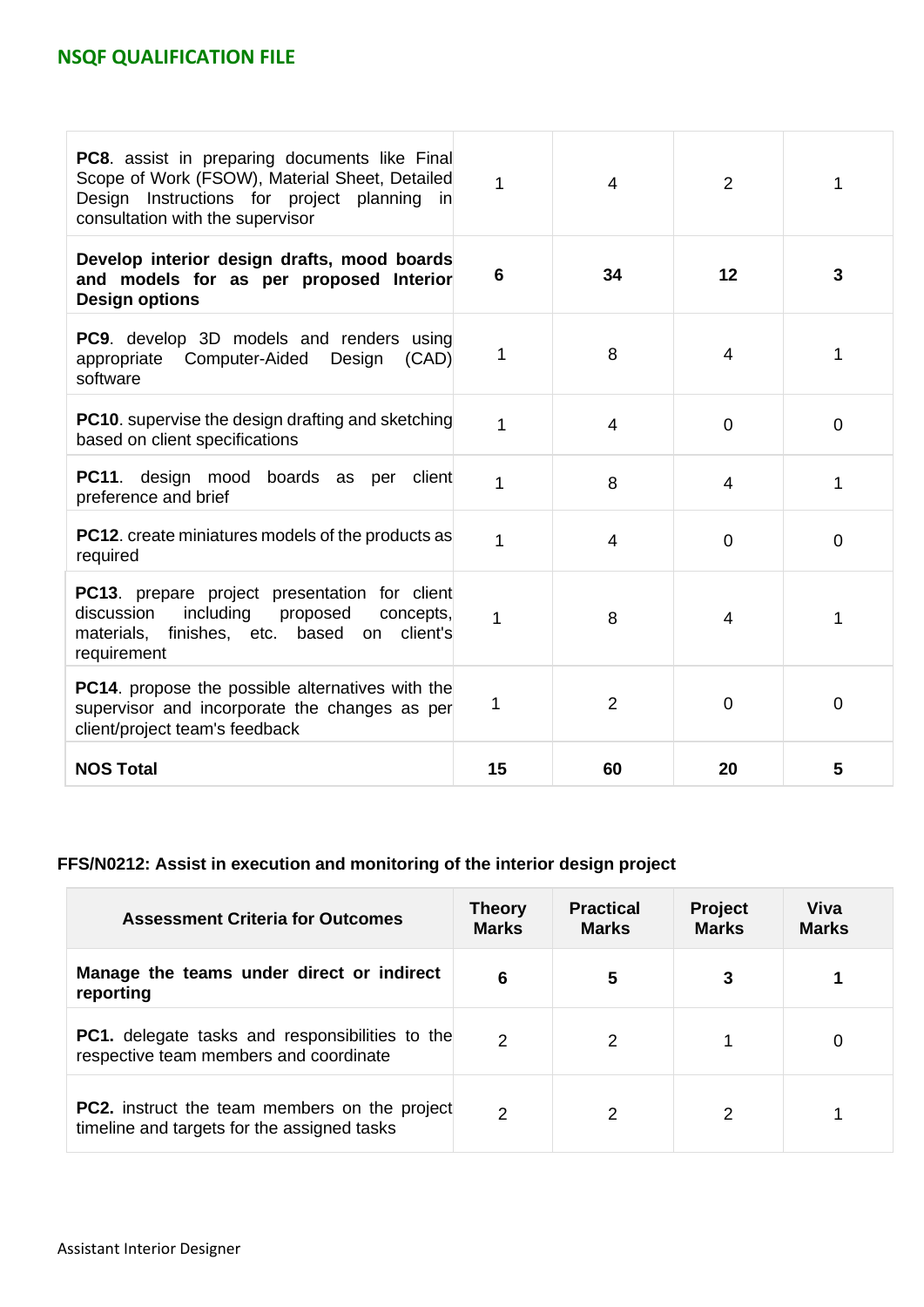| | | | | |
|---|---|---|---|---|
| **PC8**. assist in preparing documents like Final Scope of Work (FSOW), Material Sheet, Detailed Design Instructions for project planning in consultation with the supervisor | 1 | 4 | 2 | 1 |
| **Develop interior design drafts, mood boards and models for as per proposed Interior Design options** | **6** | **34** | **12** | **3** |
| **PC9**. develop 3D models and renders using appropriate Computer-Aided Design (CAD) software | 1 | 8 | 4 | 1 |
| **PC10**. supervise the design drafting and sketching based on client specifications | 1 | 4 | 0 | 0 |
| **PC11**. design mood boards as per client preference and brief | 1 | 8 | 4 | 1 |
| **PC12**. create miniatures models of the products as required | 1 | 4 | 0 | 0 |
| **PC13**. prepare project presentation for client discussion including proposed concepts, materials, finishes, etc. based on client's requirement | 1 | 8 | 4 | 1 |
| **PC14**. propose the possible alternatives with the supervisor and incorporate the changes as per client/project team's feedback | 1 | 2 | 0 | 0 |
| **NOS Total** | **15** | **60** | **20** | **5** |

**FFS/N0212: Assist in execution and monitoring of the interior design project**

| Assessment Criteria for Outcomes | Theory Marks | Practical Marks | Project Marks | Viva Marks |
|---|---|---|---|---|
| **Manage the teams under direct or indirect reporting** | **6** | **5** | **3** | **1** |
| **PC1.** delegate tasks and responsibilities to the respective team members and coordinate | 2 | 2 | 1 | 0 |
| **PC2.** instruct the team members on the project timeline and targets for the assigned tasks | 2 | 2 | 2 | 1 |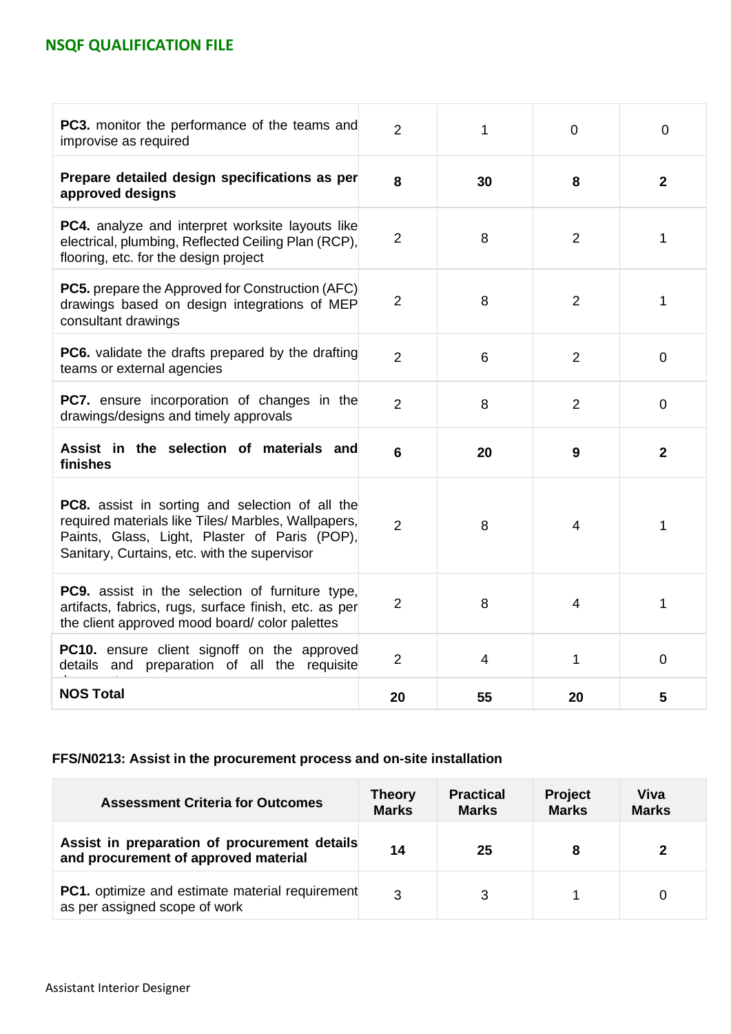| | | | | |
|---|---|---|---|---|
| **PC3.** monitor the performance of the teams and improvise as required | 2 | 1 | 0 | 0 |
| **Prepare detailed design specifications as per approved designs** | **8** | **30** | **8** | **2** |
| **PC4.** analyze and interpret worksite layouts like electrical, plumbing, Reflected Ceiling Plan (RCP), flooring, etc. for the design project | 2 | 8 | 2 | 1 |
| **PC5.** prepare the Approved for Construction (AFC) drawings based on design integrations of MEP consultant drawings | 2 | 8 | 2 | 1 |
| **PC6.** validate the drafts prepared by the drafting teams or external agencies | 2 | 6 | 2 | 0 |
| **PC7.** ensure incorporation of changes in the drawings/designs and timely approvals | 2 | 8 | 2 | 0 |
| **Assist in the selection of materials and finishes** | **6** | **20** | **9** | **2** |
| **PC8.** assist in sorting and selection of all the required materials like Tiles/ Marbles, Wallpapers, Paints, Glass, Light, Plaster of Paris (POP), Sanitary, Curtains, etc. with the supervisor | 2 | 8 | 4 | 1 |
| **PC9.** assist in the selection of furniture type, artifacts, fabrics, rugs, surface finish, etc. as per the client approved mood board/ color palettes | 2 | 8 | 4 | 1 |
| **PC10.** ensure client signoff on the approved details and preparation of all the requisite documents | 2 | 4 | 1 | 0 |
| **NOS Total** | **20** | **55** | **20** | **5** |

### FFS/N0213: Assist in the procurement process and on-site installation

| Assessment Criteria for Outcomes | Theory Marks | Practical Marks | Project Marks | Viva Marks |
|---|---|---|---|---|
| **Assist in preparation of procurement details and procurement of approved material** | **14** | **25** | **8** | **2** |
| **PC1.** optimize and estimate material requirement as per assigned scope of work | 3 | 3 | 1 | 0 |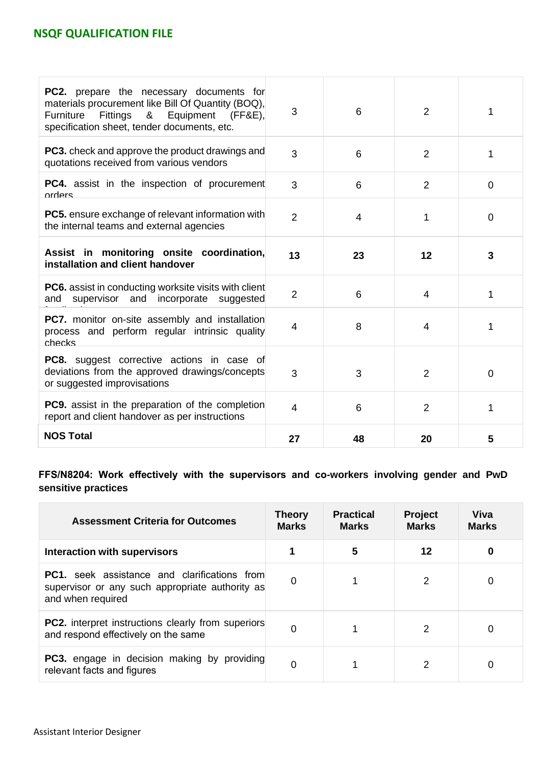| | | | | |
|---|---|---|---|---|
| **PC2.** prepare the necessary documents for materials procurement like Bill Of Quantity (BOQ), Furniture Fittings & Equipment (FF&E), specification sheet, tender documents, etc. | 3 | 6 | 2 | 1 |
| **PC3.** check and approve the product drawings and quotations received from various vendors | 3 | 6 | 2 | 1 |
| **PC4.** assist in the inspection of procurement orders | 3 | 6 | 2 | 0 |
| **PC5.** ensure exchange of relevant information with the internal teams and external agencies | 2 | 4 | 1 | 0 |
| **Assist in monitoring onsite coordination, installation and client handover** | **13** | **23** | **12** | **3** |
| **PC6.** assist in conducting worksite visits with client and supervisor and incorporate suggested feedback | 2 | 6 | 4 | 1 |
| **PC7.** monitor on-site assembly and installation process and perform regular intrinsic quality checks | 4 | 8 | 4 | 1 |
| **PC8.** suggest corrective actions in case of deviations from the approved drawings/concepts or suggested improvisations | 3 | 3 | 2 | 0 |
| **PC9.** assist in the preparation of the completion report and client handover as per instructions | 4 | 6 | 2 | 1 |
| **NOS Total** | **27** | **48** | **20** | **5** |

**FFS/N8204: Work effectively with the supervisors and co-workers involving gender and PwD sensitive practices**

| Assessment Criteria for Outcomes | Theory Marks | Practical Marks | Project Marks | Viva Marks |
|---|---|---|---|---|
| **Interaction with supervisors** | **1** | **5** | **12** | **0** |
| **PC1.** seek assistance and clarifications from supervisor or any such appropriate authority as and when required | 0 | 1 | 2 | 0 |
| **PC2.** interpret instructions clearly from superiors and respond effectively on the same | 0 | 1 | 2 | 0 |
| **PC3.** engage in decision making by providing relevant facts and figures | 0 | 1 | 2 | 0 |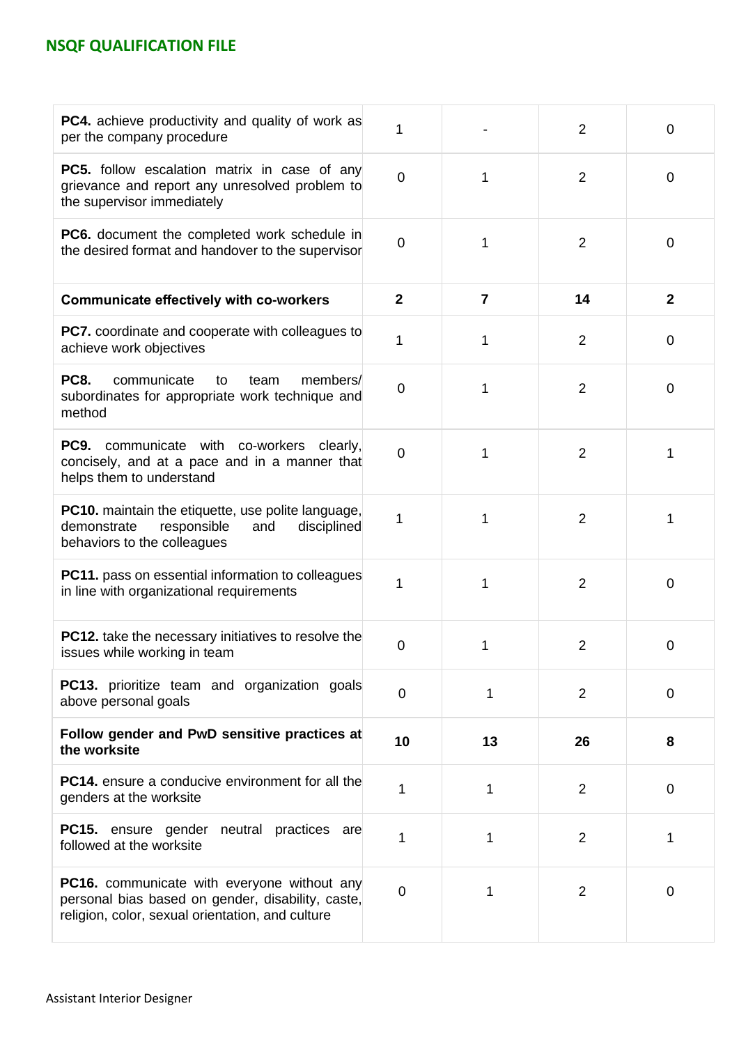| | | | | |
|---|---|---|---|---|
| **PC4.** achieve productivity and quality of work as per the company procedure | 1 | - | 2 | 0 |
| **PC5.** follow escalation matrix in case of any grievance and report any unresolved problem to the supervisor immediately | 0 | 1 | 2 | 0 |
| **PC6.** document the completed work schedule in the desired format and handover to the supervisor | 0 | 1 | 2 | 0 |
| **Communicate effectively with co-workers** | **2** | **7** | **14** | **2** |
| **PC7.** coordinate and cooperate with colleagues to achieve work objectives | 1 | 1 | 2 | 0 |
| **PC8.** communicate to team members/ subordinates for appropriate work technique and method | 0 | 1 | 2 | 0 |
| **PC9.** communicate with co-workers clearly, concisely, and at a pace and in a manner that helps them to understand | 0 | 1 | 2 | 1 |
| **PC10.** maintain the etiquette, use polite language, demonstrate responsible and disciplined behaviors to the colleagues | 1 | 1 | 2 | 1 |
| **PC11.** pass on essential information to colleagues in line with organizational requirements | 1 | 1 | 2 | 0 |
| **PC12.** take the necessary initiatives to resolve the issues while working in team | 0 | 1 | 2 | 0 |
| **PC13.** prioritize team and organization goals above personal goals | 0 | 1 | 2 | 0 |
| **Follow gender and PwD sensitive practices at the worksite** | **10** | **13** | **26** | **8** |
| **PC14.** ensure a conducive environment for all the genders at the worksite | 1 | 1 | 2 | 0 |
| **PC15.** ensure gender neutral practices are followed at the worksite | 1 | 1 | 2 | 1 |
| **PC16.** communicate with everyone without any personal bias based on gender, disability, caste, religion, color, sexual orientation, and culture | 0 | 1 | 2 | 0 |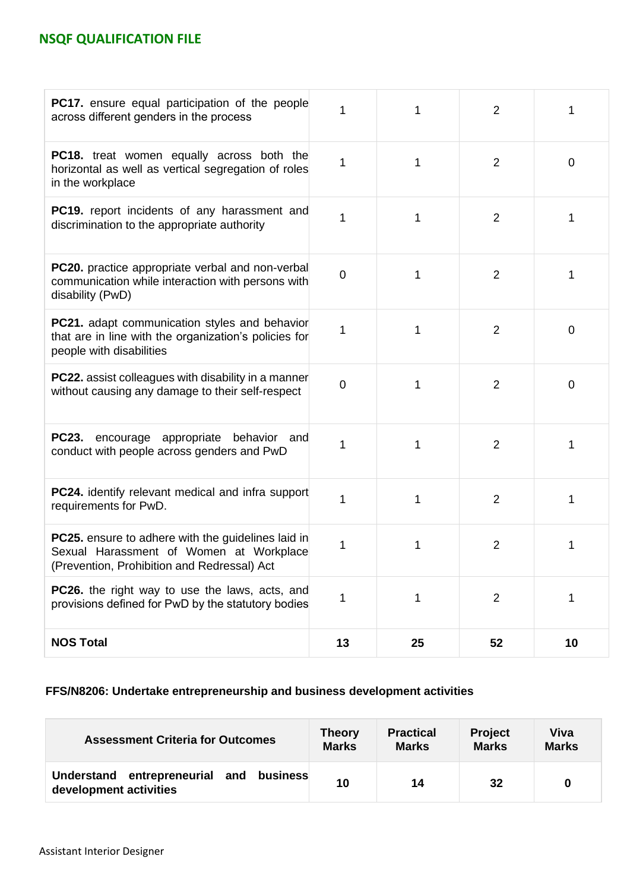| | | | | |
|---|---|---|---|---|
| **PC17.** ensure equal participation of the people across different genders in the process | 1 | 1 | 2 | 1 |
| **PC18.** treat women equally across both the horizontal as well as vertical segregation of roles in the workplace | 1 | 1 | 2 | 0 |
| **PC19.** report incidents of any harassment and discrimination to the appropriate authority | 1 | 1 | 2 | 1 |
| **PC20.** practice appropriate verbal and non-verbal communication while interaction with persons with disability (PwD) | 0 | 1 | 2 | 1 |
| **PC21.** adapt communication styles and behavior that are in line with the organization's policies for people with disabilities | 1 | 1 | 2 | 0 |
| **PC22.** assist colleagues with disability in a manner without causing any damage to their self-respect | 0 | 1 | 2 | 0 |
| **PC23.** encourage appropriate behavior and conduct with people across genders and PwD | 1 | 1 | 2 | 1 |
| **PC24.** identify relevant medical and infra support requirements for PwD. | 1 | 1 | 2 | 1 |
| **PC25.** ensure to adhere with the guidelines laid in Sexual Harassment of Women at Workplace (Prevention, Prohibition and Redressal) Act | 1 | 1 | 2 | 1 |
| **PC26.** the right way to use the laws, acts, and provisions defined for PwD by the statutory bodies | 1 | 1 | 2 | 1 |
| **NOS Total** | **13** | **25** | **52** | **10** |

### FFS/N8206: Undertake entrepreneurship and business development activities

| Assessment Criteria for Outcomes | Theory Marks | Practical Marks | Project Marks | Viva Marks |
|---|---|---|---|---|
| **Understand entrepreneurial and business development activities** | **10** | **14** | **32** | **0** |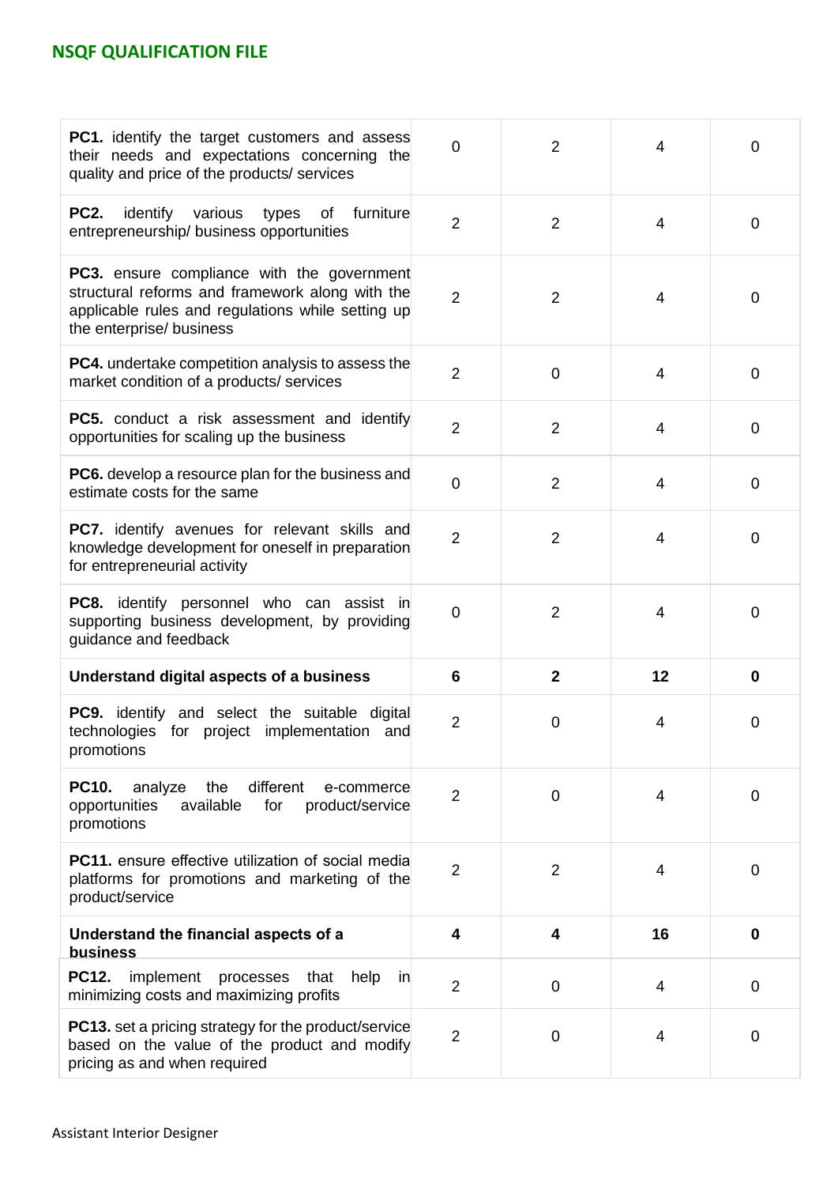| | | | | |
|---|---|---|---|---|
| **PC1.** identify the target customers and assess their needs and expectations concerning the quality and price of the products/ services | 0 | 2 | 4 | 0 |
| **PC2.** identify various types of furniture entrepreneurship/ business opportunities | 2 | 2 | 4 | 0 |
| **PC3.** ensure compliance with the government structural reforms and framework along with the applicable rules and regulations while setting up the enterprise/ business | 2 | 2 | 4 | 0 |
| **PC4.** undertake competition analysis to assess the market condition of a products/ services | 2 | 0 | 4 | 0 |
| **PC5.** conduct a risk assessment and identify opportunities for scaling up the business | 2 | 2 | 4 | 0 |
| **PC6.** develop a resource plan for the business and estimate costs for the same | 0 | 2 | 4 | 0 |
| **PC7.** identify avenues for relevant skills and knowledge development for oneself in preparation for entrepreneurial activity | 2 | 2 | 4 | 0 |
| **PC8.** identify personnel who can assist in supporting business development, by providing guidance and feedback | 0 | 2 | 4 | 0 |
| **Understand digital aspects of a business** | **6** | **2** | **12** | **0** |
| **PC9.** identify and select the suitable digital technologies for project implementation and promotions | 2 | 0 | 4 | 0 |
| **PC10.** analyze the different e-commerce opportunities available for product/service promotions | 2 | 0 | 4 | 0 |
| **PC11.** ensure effective utilization of social media platforms for promotions and marketing of the product/service | 2 | 2 | 4 | 0 |
| **Understand the financial aspects of a business** | **4** | **4** | **16** | **0** |
| **PC12.** implement processes that help in minimizing costs and maximizing profits | 2 | 0 | 4 | 0 |
| **PC13.** set a pricing strategy for the product/service based on the value of the product and modify pricing as and when required | 2 | 0 | 4 | 0 |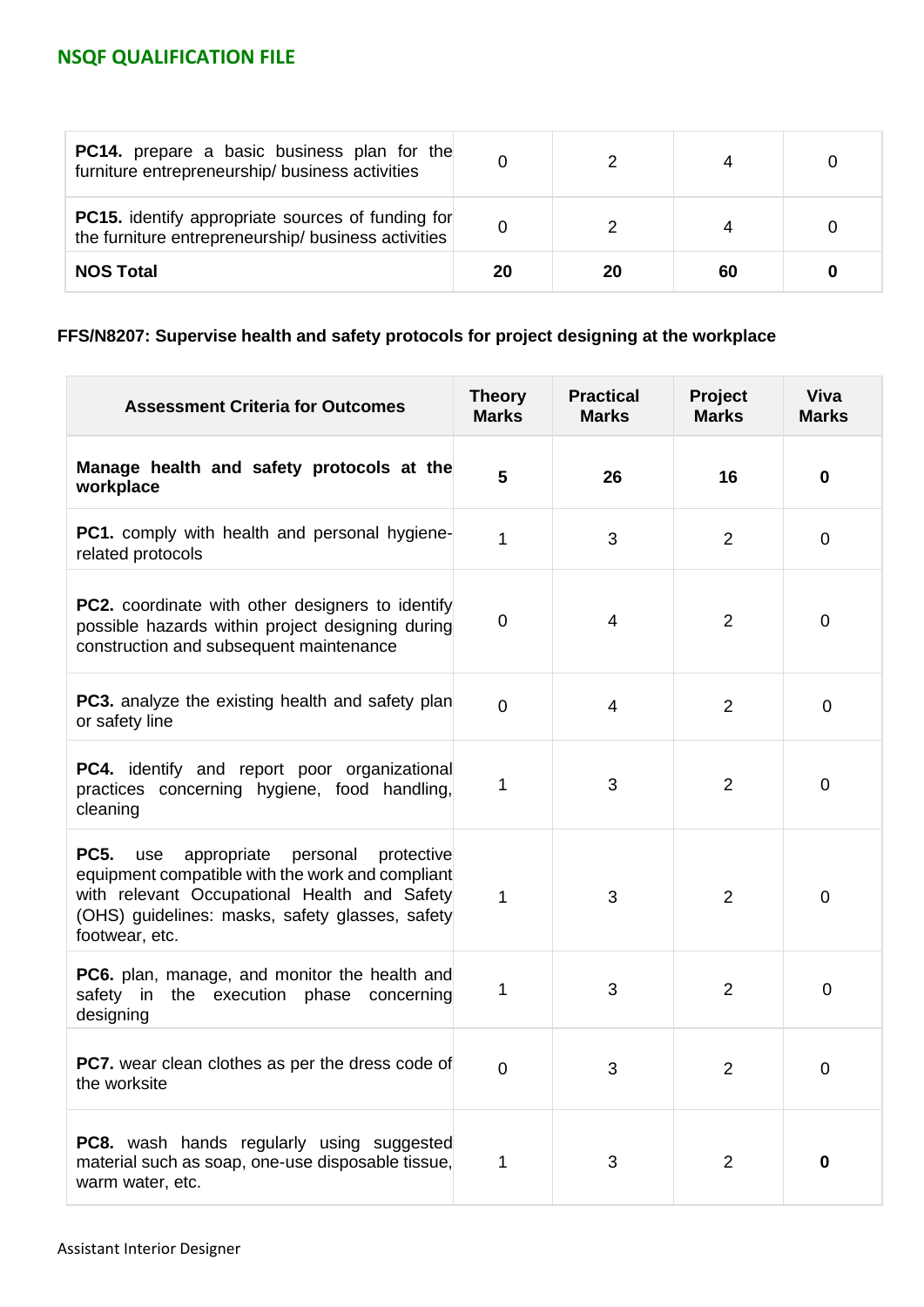| | | | | |
|---|---|---|---|---|
| **PC14.** prepare a basic business plan for the furniture entrepreneurship/ business activities | 0 | 2 | 4 | 0 |
| **PC15.** identify appropriate sources of funding for the furniture entrepreneurship/ business activities | 0 | 2 | 4 | 0 |
| **NOS Total** | **20** | **20** | **60** | **0** |

**FFS/N8207: Supervise health and safety protocols for project designing at the workplace**

| Assessment Criteria for Outcomes | Theory Marks | Practical Marks | Project Marks | Viva Marks |
|---|---|---|---|---|
| **Manage health and safety protocols at the workplace** | **5** | **26** | **16** | **0** |
| **PC1.** comply with health and personal hygiene-related protocols | 1 | 3 | 2 | 0 |
| **PC2.** coordinate with other designers to identify possible hazards within project designing during construction and subsequent maintenance | 0 | 4 | 2 | 0 |
| **PC3.** analyze the existing health and safety plan or safety line | 0 | 4 | 2 | 0 |
| **PC4.** identify and report poor organizational practices concerning hygiene, food handling, cleaning | 1 | 3 | 2 | 0 |
| **PC5.** use appropriate personal protective equipment compatible with the work and compliant with relevant Occupational Health and Safety (OHS) guidelines: masks, safety glasses, safety footwear, etc. | 1 | 3 | 2 | 0 |
| **PC6.** plan, manage, and monitor the health and safety in the execution phase concerning designing | 1 | 3 | 2 | 0 |
| **PC7.** wear clean clothes as per the dress code of the worksite | 0 | 3 | 2 | 0 |
| **PC8.** wash hands regularly using suggested material such as soap, one-use disposable tissue, warm water, etc. | 1 | 3 | 2 | **0** |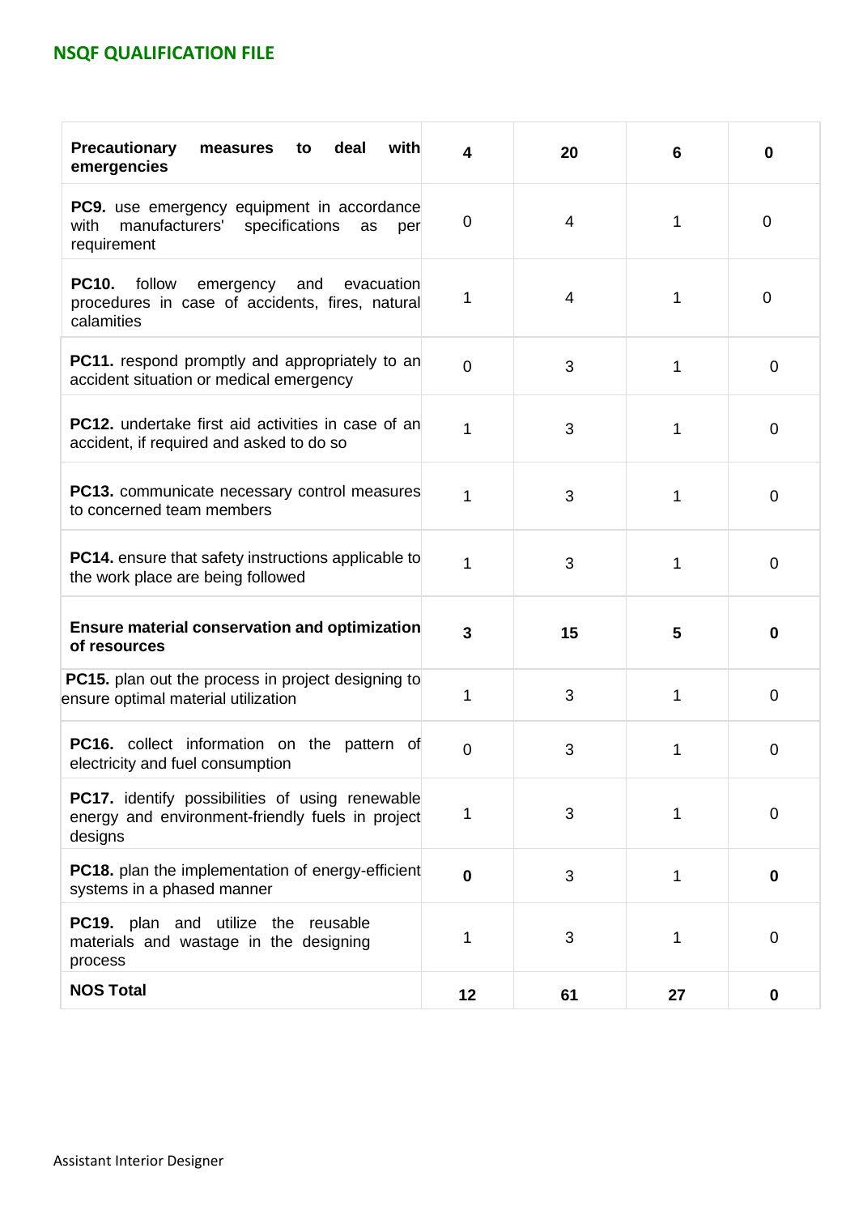| | | | | |
|---|---|---|---|---|
| **Precautionary measures to deal with emergencies** | **4** | **20** | **6** | **0** |
| **PC9.** use emergency equipment in accordance with manufacturers' specifications as per requirement | 0 | 4 | 1 | 0 |
| **PC10.** follow emergency and evacuation procedures in case of accidents, fires, natural calamities | 1 | 4 | 1 | 0 |
| **PC11.** respond promptly and appropriately to an accident situation or medical emergency | 0 | 3 | 1 | 0 |
| **PC12.** undertake first aid activities in case of an accident, if required and asked to do so | 1 | 3 | 1 | 0 |
| **PC13.** communicate necessary control measures to concerned team members | 1 | 3 | 1 | 0 |
| **PC14.** ensure that safety instructions applicable to the work place are being followed | 1 | 3 | 1 | 0 |
| **Ensure material conservation and optimization of resources** | **3** | **15** | **5** | **0** |
| **PC15.** plan out the process in project designing to ensure optimal material utilization | 1 | 3 | 1 | 0 |
| **PC16.** collect information on the pattern of electricity and fuel consumption | 0 | 3 | 1 | 0 |
| **PC17.** identify possibilities of using renewable energy and environment-friendly fuels in project designs | 1 | 3 | 1 | 0 |
| **PC18.** plan the implementation of energy-efficient systems in a phased manner | **0** | 3 | 1 | **0** |
| **PC19.** plan and utilize the reusable materials and wastage in the designing process | 1 | 3 | 1 | 0 |
| **NOS Total** | **12** | **61** | **27** | **0** |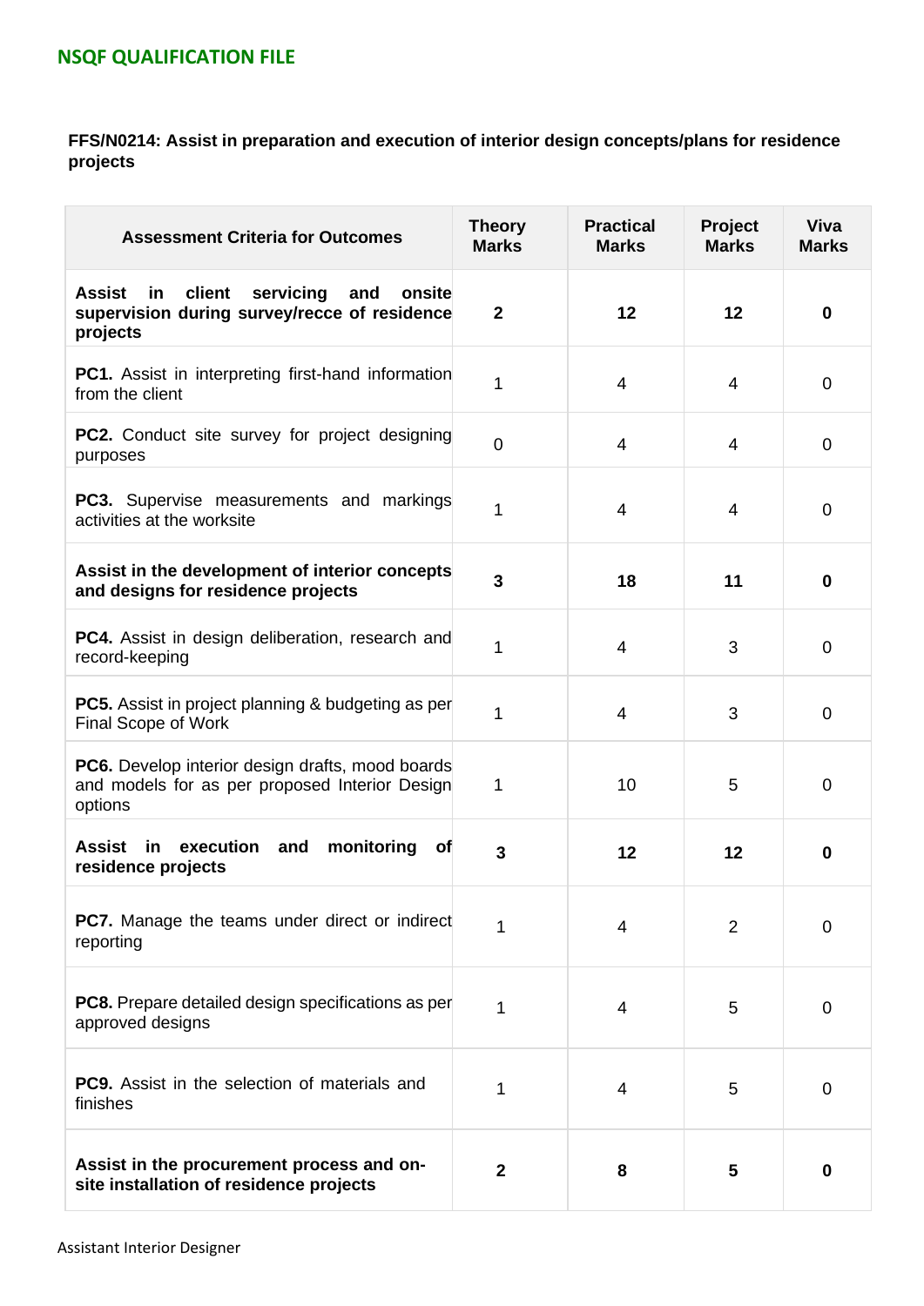**FFS/N0214: Assist in preparation and execution of interior design concepts/plans for residence projects**

| Assessment Criteria for Outcomes | Theory Marks | Practical Marks | Project Marks | Viva Marks |
|---|---|---|---|---|
| **Assist in client servicing and onsite supervision during survey/recce of residence projects** | **2** | **12** | **12** | **0** |
| **PC1.** Assist in interpreting first-hand information from the client | 1 | 4 | 4 | 0 |
| **PC2.** Conduct site survey for project designing purposes | 0 | 4 | 4 | 0 |
| **PC3.** Supervise measurements and markings activities at the worksite | 1 | 4 | 4 | 0 |
| **Assist in the development of interior concepts and designs for residence projects** | **3** | **18** | **11** | **0** |
| **PC4.** Assist in design deliberation, research and record-keeping | 1 | 4 | 3 | 0 |
| **PC5.** Assist in project planning & budgeting as per Final Scope of Work | 1 | 4 | 3 | 0 |
| **PC6.** Develop interior design drafts, mood boards and models for as per proposed Interior Design options | 1 | 10 | 5 | 0 |
| **Assist in execution and monitoring of residence projects** | **3** | **12** | **12** | **0** |
| **PC7.** Manage the teams under direct or indirect reporting | 1 | 4 | 2 | 0 |
| **PC8.** Prepare detailed design specifications as per approved designs | 1 | 4 | 5 | 0 |
| **PC9.** Assist in the selection of materials and finishes | 1 | 4 | 5 | 0 |
| **Assist in the procurement process and on-site installation of residence projects** | **2** | **8** | **5** | **0** |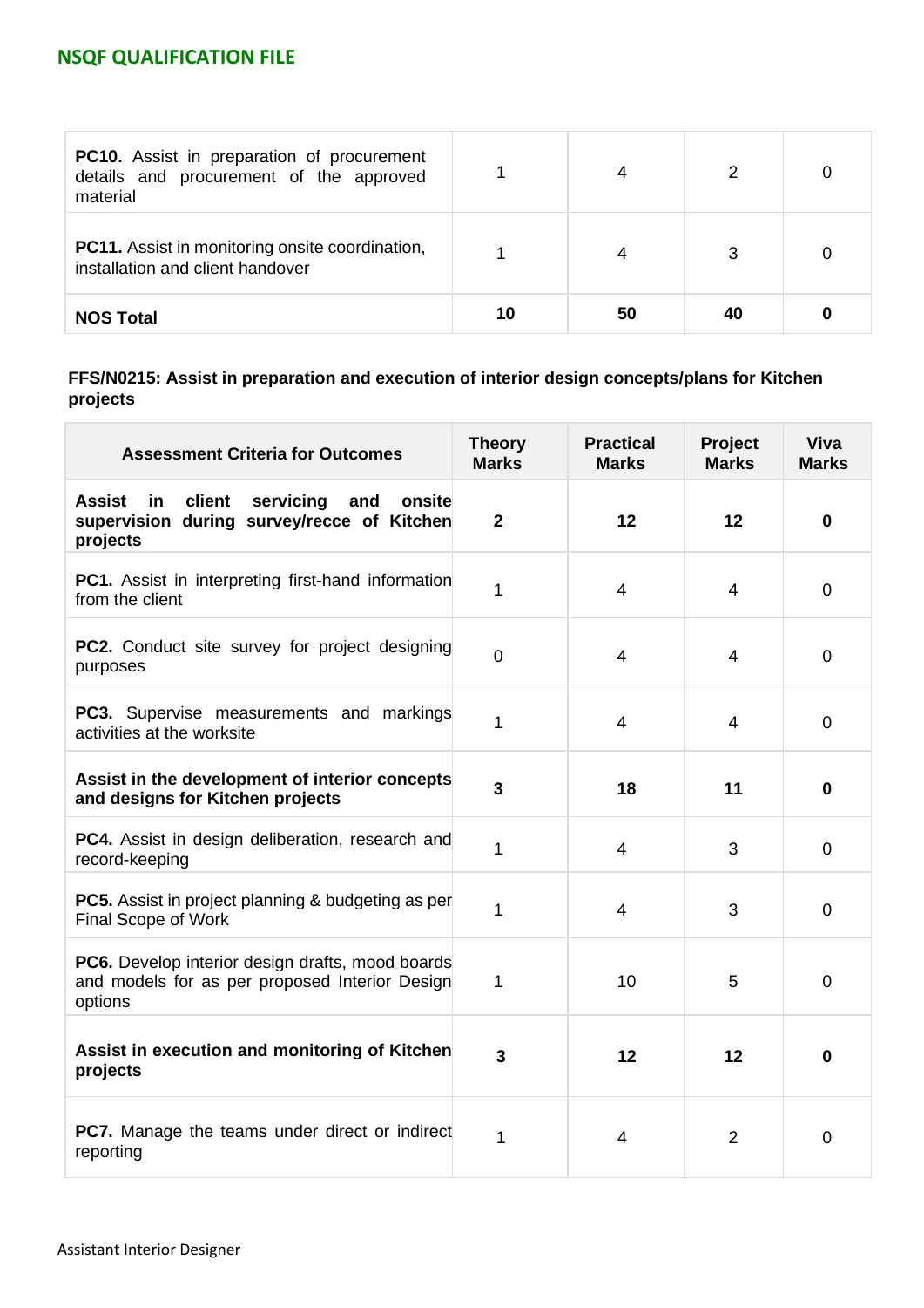| | | | | |
|---|---|---|---|---|
| **PC10.** Assist in preparation of procurement details and procurement of the approved material | 1 | 4 | 2 | 0 |
| **PC11.** Assist in monitoring onsite coordination, installation and client handover | 1 | 4 | 3 | 0 |
| **NOS Total** | **10** | **50** | **40** | **0** |

**FFS/N0215: Assist in preparation and execution of interior design concepts/plans for Kitchen projects**

| Assessment Criteria for Outcomes | Theory Marks | Practical Marks | Project Marks | Viva Marks |
|---|---|---|---|---|
| **Assist in client servicing and onsite supervision during survey/recce of Kitchen projects** | **2** | **12** | **12** | **0** |
| **PC1.** Assist in interpreting first-hand information from the client | 1 | 4 | 4 | 0 |
| **PC2.** Conduct site survey for project designing purposes | 0 | 4 | 4 | 0 |
| **PC3.** Supervise measurements and markings activities at the worksite | 1 | 4 | 4 | 0 |
| **Assist in the development of interior concepts and designs for Kitchen projects** | **3** | **18** | **11** | **0** |
| **PC4.** Assist in design deliberation, research and record-keeping | 1 | 4 | 3 | 0 |
| **PC5.** Assist in project planning & budgeting as per Final Scope of Work | 1 | 4 | 3 | 0 |
| **PC6.** Develop interior design drafts, mood boards and models for as per proposed Interior Design options | 1 | 10 | 5 | 0 |
| **Assist in execution and monitoring of Kitchen projects** | **3** | **12** | **12** | **0** |
| **PC7.** Manage the teams under direct or indirect reporting | 1 | 4 | 2 | 0 |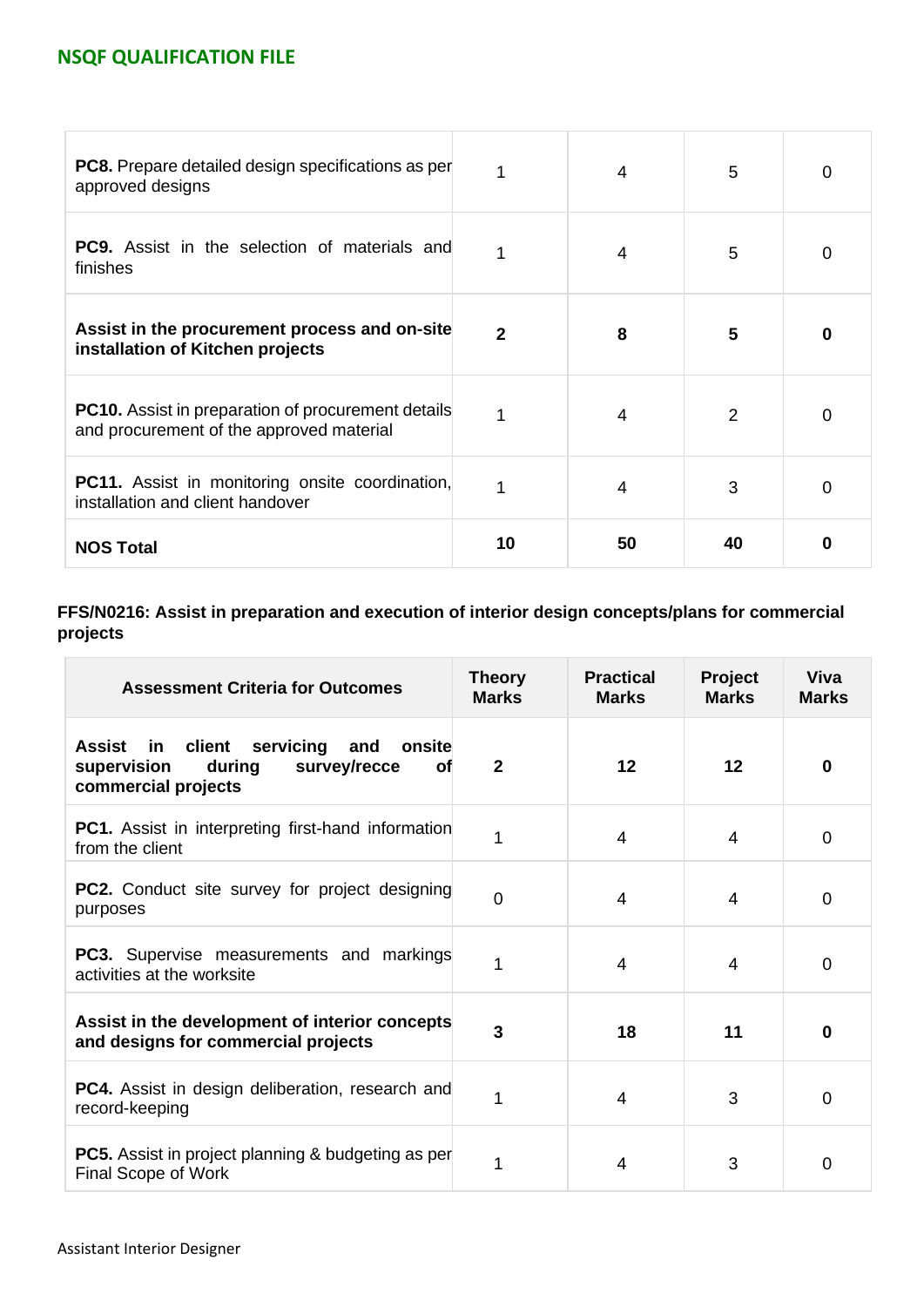| | | | | |
|---|---|---|---|---|
| **PC8.** Prepare detailed design specifications as per approved designs | 1 | 4 | 5 | 0 |
| **PC9.** Assist in the selection of materials and finishes | 1 | 4 | 5 | 0 |
| **Assist in the procurement process and on-site installation of Kitchen projects** | **2** | **8** | **5** | **0** |
| **PC10.** Assist in preparation of procurement details and procurement of the approved material | 1 | 4 | 2 | 0 |
| **PC11.** Assist in monitoring onsite coordination, installation and client handover | 1 | 4 | 3 | 0 |
| **NOS Total** | **10** | **50** | **40** | **0** |

**FFS/N0216: Assist in preparation and execution of interior design concepts/plans for commercial projects**

| Assessment Criteria for Outcomes | Theory Marks | Practical Marks | Project Marks | Viva Marks |
|---|---|---|---|---|
| **Assist in client servicing and onsite supervision during survey/recce of commercial projects** | **2** | **12** | **12** | **0** |
| **PC1.** Assist in interpreting first-hand information from the client | 1 | 4 | 4 | 0 |
| **PC2.** Conduct site survey for project designing purposes | 0 | 4 | 4 | 0 |
| **PC3.** Supervise measurements and markings activities at the worksite | 1 | 4 | 4 | 0 |
| **Assist in the development of interior concepts and designs for commercial projects** | **3** | **18** | **11** | **0** |
| **PC4.** Assist in design deliberation, research and record-keeping | 1 | 4 | 3 | 0 |
| **PC5.** Assist in project planning & budgeting as per Final Scope of Work | 1 | 4 | 3 | 0 |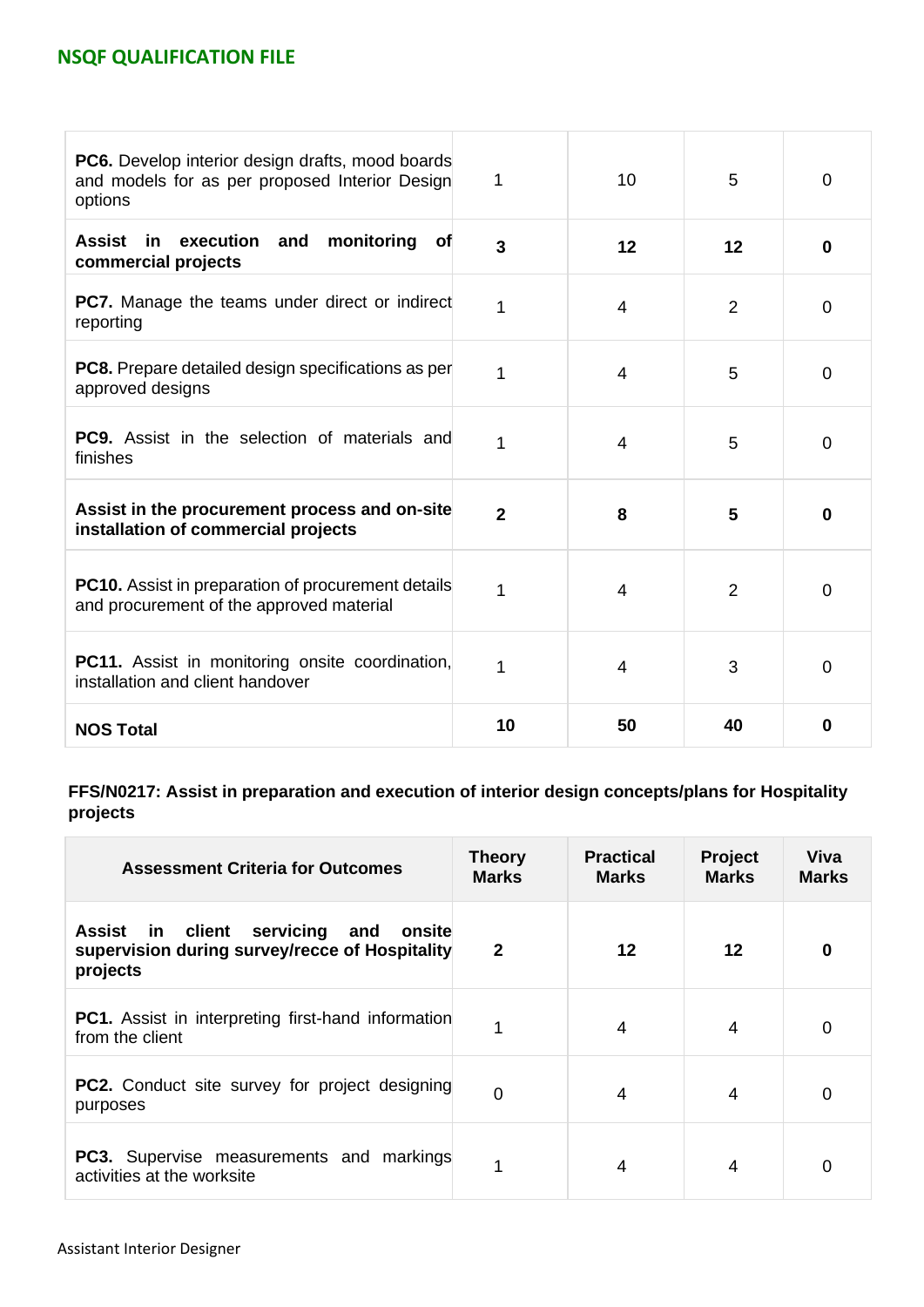| | | | | |
|---|---|---|---|---|
| **PC6.** Develop interior design drafts, mood boards and models for as per proposed Interior Design options | 1 | 10 | 5 | 0 |
| **Assist in execution and monitoring of commercial projects** | **3** | **12** | **12** | **0** |
| **PC7.** Manage the teams under direct or indirect reporting | 1 | 4 | 2 | 0 |
| **PC8.** Prepare detailed design specifications as per approved designs | 1 | 4 | 5 | 0 |
| **PC9.** Assist in the selection of materials and finishes | 1 | 4 | 5 | 0 |
| **Assist in the procurement process and on-site installation of commercial projects** | **2** | **8** | **5** | **0** |
| **PC10.** Assist in preparation of procurement details and procurement of the approved material | 1 | 4 | 2 | 0 |
| **PC11.** Assist in monitoring onsite coordination, installation and client handover | 1 | 4 | 3 | 0 |
| **NOS Total** | **10** | **50** | **40** | **0** |

**FFS/N0217: Assist in preparation and execution of interior design concepts/plans for Hospitality projects**

| Assessment Criteria for Outcomes | Theory Marks | Practical Marks | Project Marks | Viva Marks |
|---|---|---|---|---|
| **Assist in client servicing and onsite supervision during survey/recce of Hospitality projects** | **2** | **12** | **12** | **0** |
| **PC1.** Assist in interpreting first-hand information from the client | 1 | 4 | 4 | 0 |
| **PC2.** Conduct site survey for project designing purposes | 0 | 4 | 4 | 0 |
| **PC3.** Supervise measurements and markings activities at the worksite | 1 | 4 | 4 | 0 |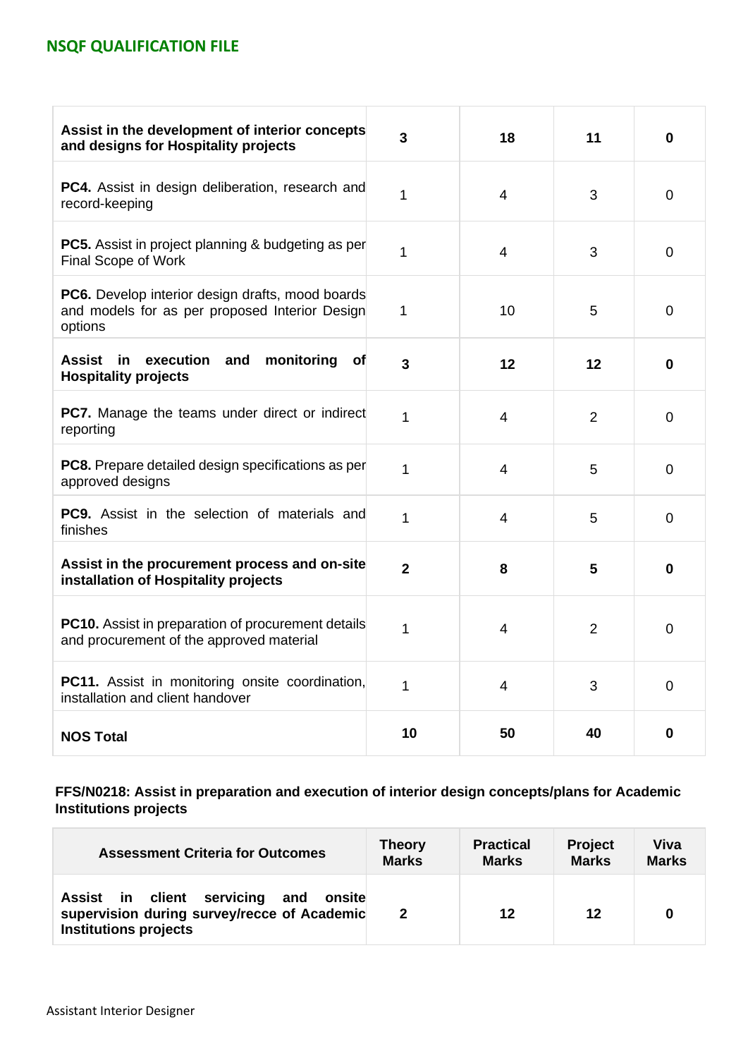| | | | | |
|---|---|---|---|---|
| **Assist in the development of interior concepts and designs for Hospitality projects** | **3** | **18** | **11** | **0** |
| **PC4.** Assist in design deliberation, research and record-keeping | 1 | 4 | 3 | 0 |
| **PC5.** Assist in project planning & budgeting as per Final Scope of Work | 1 | 4 | 3 | 0 |
| **PC6.** Develop interior design drafts, mood boards and models for as per proposed Interior Design options | 1 | 10 | 5 | 0 |
| **Assist in execution and monitoring of Hospitality projects** | **3** | **12** | **12** | **0** |
| **PC7.** Manage the teams under direct or indirect reporting | 1 | 4 | 2 | 0 |
| **PC8.** Prepare detailed design specifications as per approved designs | 1 | 4 | 5 | 0 |
| **PC9.** Assist in the selection of materials and finishes | 1 | 4 | 5 | 0 |
| **Assist in the procurement process and on-site installation of Hospitality projects** | **2** | **8** | **5** | **0** |
| **PC10.** Assist in preparation of procurement details and procurement of the approved material | 1 | 4 | 2 | 0 |
| **PC11.** Assist in monitoring onsite coordination, installation and client handover | 1 | 4 | 3 | 0 |
| **NOS Total** | **10** | **50** | **40** | **0** |

**FFS/N0218: Assist in preparation and execution of interior design concepts/plans for Academic Institutions projects**

| Assessment Criteria for Outcomes | Theory Marks | Practical Marks | Project Marks | Viva Marks |
|---|---|---|---|---|
| **Assist in client servicing and onsite supervision during survey/recce of Academic Institutions projects** | **2** | **12** | **12** | **0** |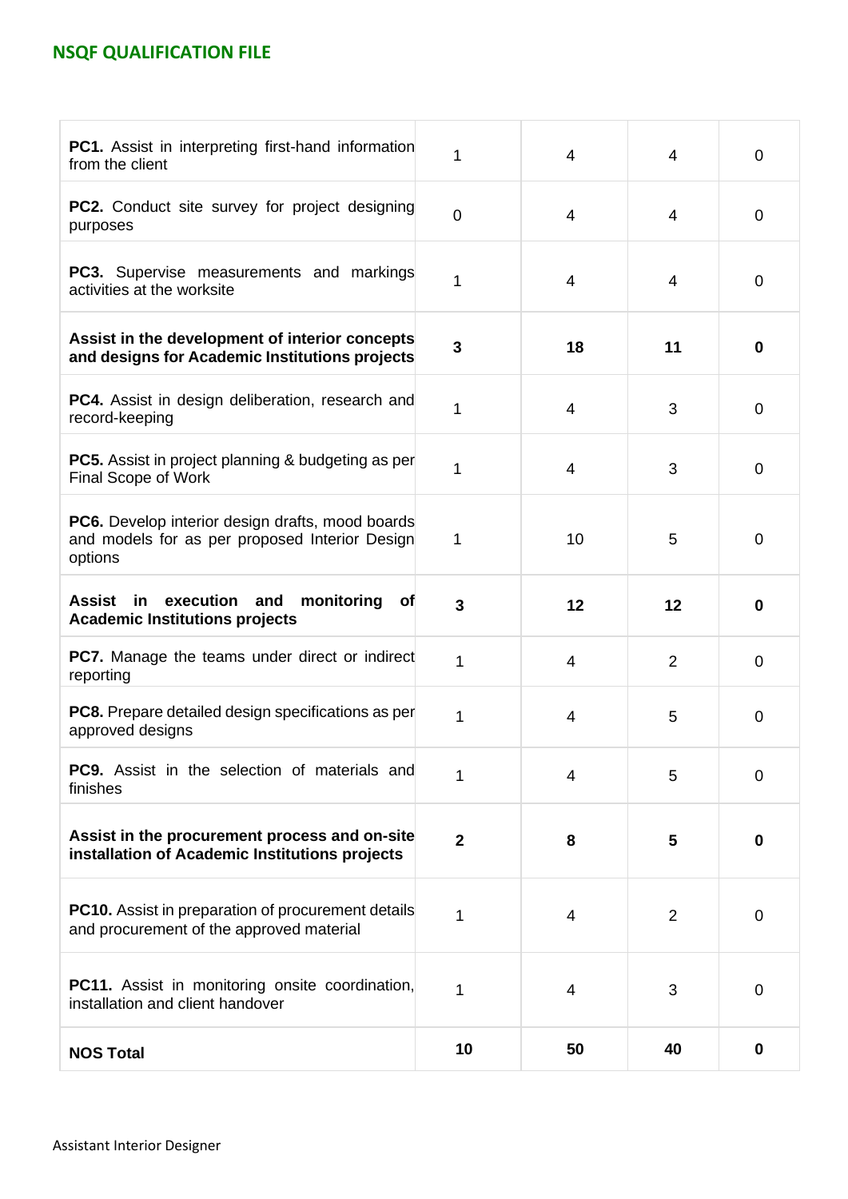| | | | | |
|---|---|---|---|---|
| **PC1.** Assist in interpreting first-hand information from the client | 1 | 4 | 4 | 0 |
| **PC2.** Conduct site survey for project designing purposes | 0 | 4 | 4 | 0 |
| **PC3.** Supervise measurements and markings activities at the worksite | 1 | 4 | 4 | 0 |
| **Assist in the development of interior concepts and designs for Academic Institutions projects** | **3** | **18** | **11** | **0** |
| **PC4.** Assist in design deliberation, research and record-keeping | 1 | 4 | 3 | 0 |
| **PC5.** Assist in project planning & budgeting as per Final Scope of Work | 1 | 4 | 3 | 0 |
| **PC6.** Develop interior design drafts, mood boards and models for as per proposed Interior Design options | 1 | 10 | 5 | 0 |
| **Assist in execution and monitoring of Academic Institutions projects** | **3** | **12** | **12** | **0** |
| **PC7.** Manage the teams under direct or indirect reporting | 1 | 4 | 2 | 0 |
| **PC8.** Prepare detailed design specifications as per approved designs | 1 | 4 | 5 | 0 |
| **PC9.** Assist in the selection of materials and finishes | 1 | 4 | 5 | 0 |
| **Assist in the procurement process and on-site installation of Academic Institutions projects** | **2** | **8** | **5** | **0** |
| **PC10.** Assist in preparation of procurement details and procurement of the approved material | 1 | 4 | 2 | 0 |
| **PC11.** Assist in monitoring onsite coordination, installation and client handover | 1 | 4 | 3 | 0 |
| **NOS Total** | **10** | **50** | **40** | **0** |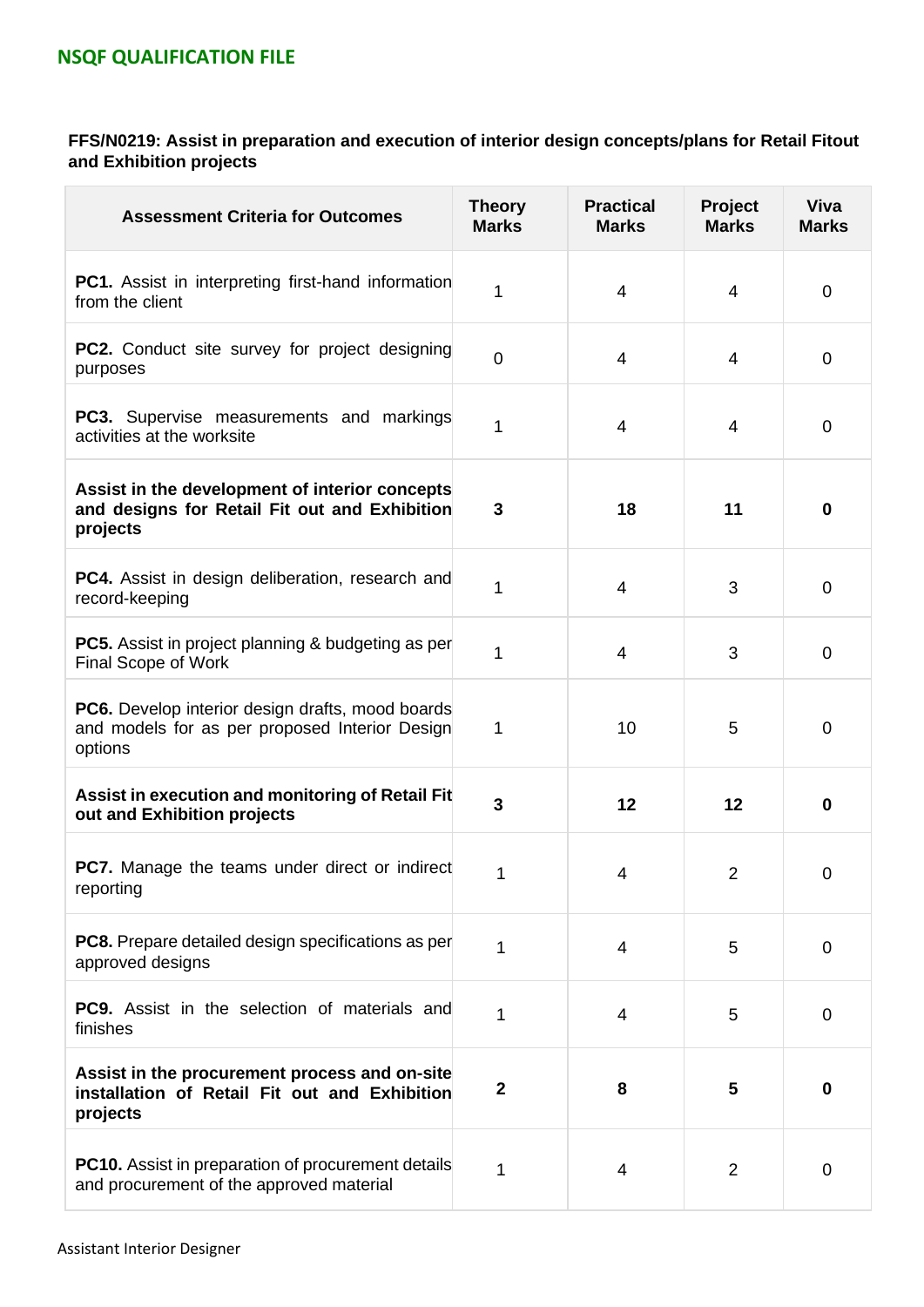**FFS/N0219: Assist in preparation and execution of interior design concepts/plans for Retail Fitout and Exhibition projects**

| Assessment Criteria for Outcomes | Theory Marks | Practical Marks | Project Marks | Viva Marks |
|---|---|---|---|---|
| **PC1.** Assist in interpreting first-hand information from the client | 1 | 4 | 4 | 0 |
| **PC2.** Conduct site survey for project designing purposes | 0 | 4 | 4 | 0 |
| **PC3.** Supervise measurements and markings activities at the worksite | 1 | 4 | 4 | 0 |
| **Assist in the development of interior concepts and designs for Retail Fit out and Exhibition projects** | **3** | **18** | **11** | **0** |
| **PC4.** Assist in design deliberation, research and record-keeping | 1 | 4 | 3 | 0 |
| **PC5.** Assist in project planning & budgeting as per Final Scope of Work | 1 | 4 | 3 | 0 |
| **PC6.** Develop interior design drafts, mood boards and models for as per proposed Interior Design options | 1 | 10 | 5 | 0 |
| **Assist in execution and monitoring of Retail Fit out and Exhibition projects** | **3** | **12** | **12** | **0** |
| **PC7.** Manage the teams under direct or indirect reporting | 1 | 4 | 2 | 0 |
| **PC8.** Prepare detailed design specifications as per approved designs | 1 | 4 | 5 | 0 |
| **PC9.** Assist in the selection of materials and finishes | 1 | 4 | 5 | 0 |
| **Assist in the procurement process and on-site installation of Retail Fit out and Exhibition projects** | **2** | **8** | **5** | **0** |
| **PC10.** Assist in preparation of procurement details and procurement of the approved material | 1 | 4 | 2 | 0 |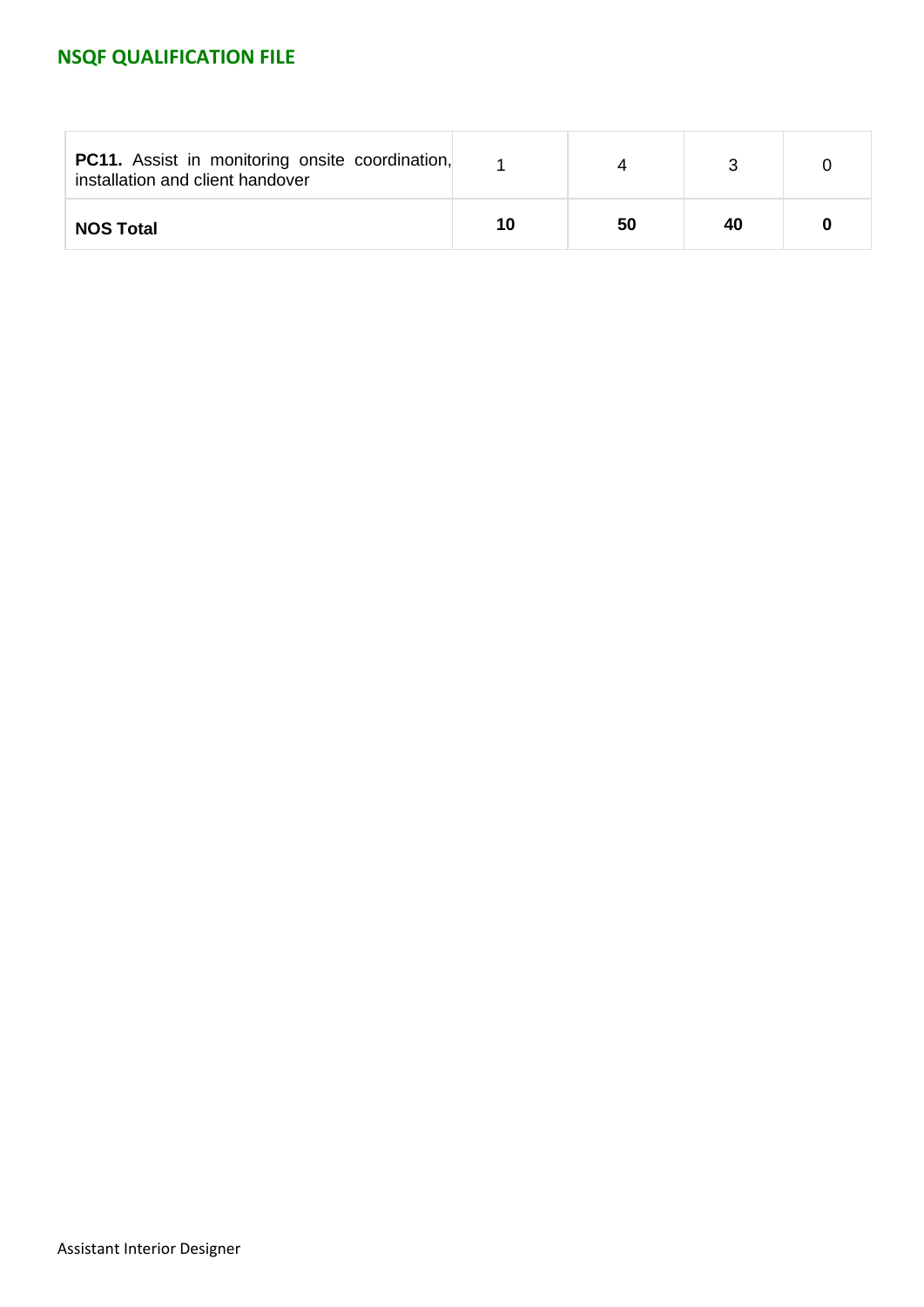| | | | | |
|---|---|---|---|---|
| **PC11.** Assist in monitoring onsite coordination, installation and client handover | 1 | 4 | 3 | 0 |
| **NOS Total** | **10** | **50** | **40** | **0** |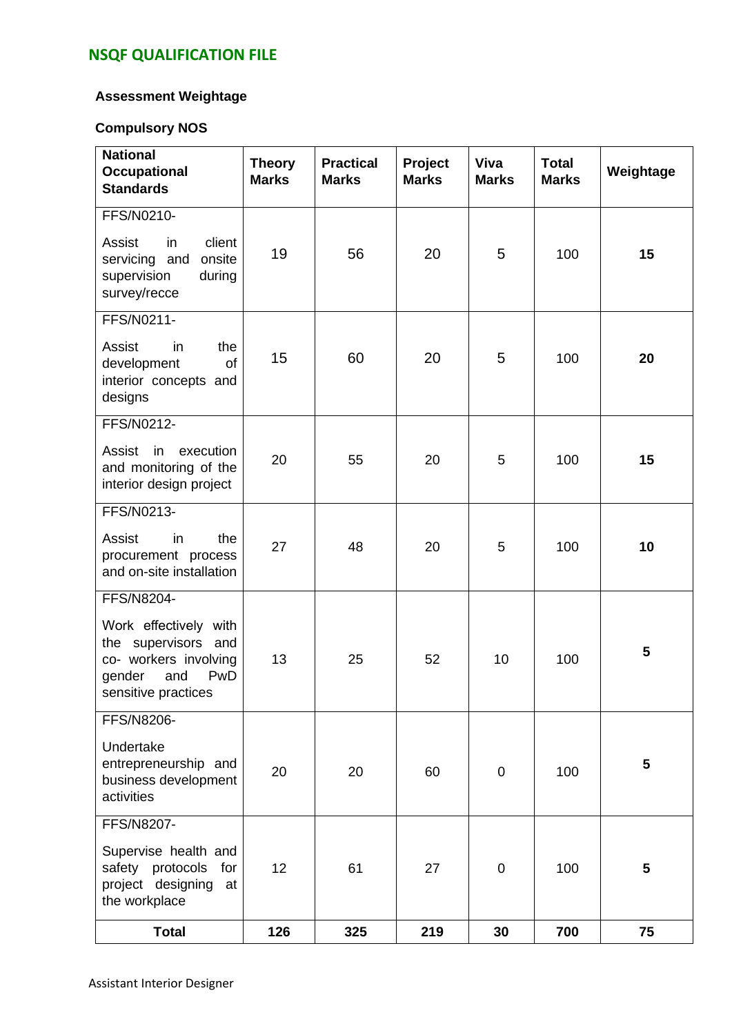### Assessment Weightage

#### Compulsory NOS

| National Occupational Standards | Theory Marks | Practical Marks | Project Marks | Viva Marks | Total Marks | Weightage |
|---|---|---|---|---|---|---|
| FFS/N0210- Assist in client servicing and onsite supervision during survey/recce | 19 | 56 | 20 | 5 | 100 | **15** |
| FFS/N0211- Assist in the development of interior concepts and designs | 15 | 60 | 20 | 5 | 100 | **20** |
| FFS/N0212- Assist in execution and monitoring of the interior design project | 20 | 55 | 20 | 5 | 100 | **15** |
| FFS/N0213- Assist in the procurement process and on-site installation | 27 | 48 | 20 | 5 | 100 | **10** |
| FFS/N8204- Work effectively with the supervisors and co- workers involving gender and PwD sensitive practices | 13 | 25 | 52 | 10 | 100 | **5** |
| FFS/N8206- Undertake entrepreneurship and business development activities | 20 | 20 | 60 | 0 | 100 | **5** |
| FFS/N8207- Supervise health and safety protocols for project designing at the workplace | 12 | 61 | 27 | 0 | 100 | **5** |
| **Total** | **126** | **325** | **219** | **30** | **700** | **75** |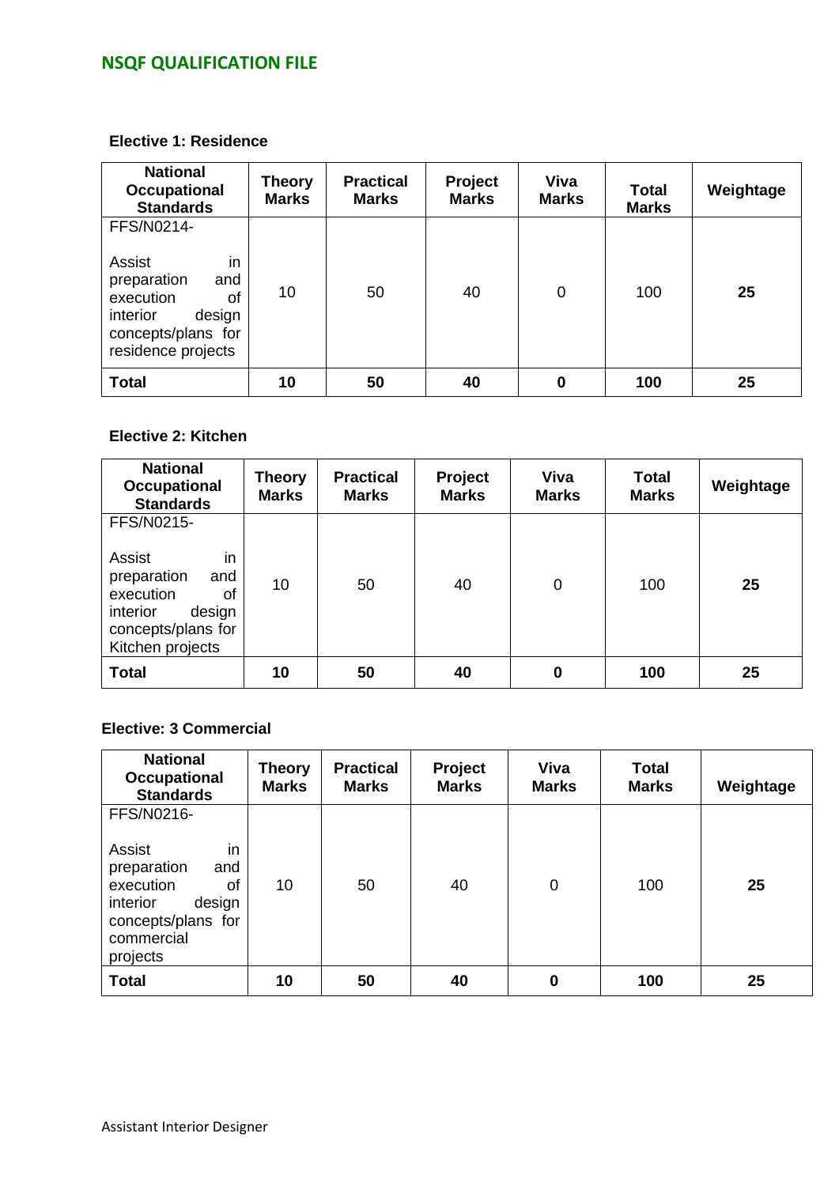**Elective 1: Residence**

| National Occupational Standards | Theory Marks | Practical Marks | Project Marks | Viva Marks | Total Marks | Weightage |
|---|---|---|---|---|---|---|
| FFS/N0214- Assist in preparation and execution of interior design concepts/plans for residence projects | 10 | 50 | 40 | 0 | 100 | **25** |
| **Total** | **10** | **50** | **40** | **0** | **100** | **25** |

**Elective 2: Kitchen**

| National Occupational Standards | Theory Marks | Practical Marks | Project Marks | Viva Marks | Total Marks | Weightage |
|---|---|---|---|---|---|---|
| FFS/N0215- Assist in preparation and execution of interior design concepts/plans for Kitchen projects | 10 | 50 | 40 | 0 | 100 | **25** |
| **Total** | **10** | **50** | **40** | **0** | **100** | **25** |

**Elective: 3 Commercial**

| National Occupational Standards | Theory Marks | Practical Marks | Project Marks | Viva Marks | Total Marks | Weightage |
|---|---|---|---|---|---|---|
| FFS/N0216- Assist in preparation and execution of interior design concepts/plans for commercial projects | 10 | 50 | 40 | 0 | 100 | **25** |
| **Total** | **10** | **50** | **40** | **0** | **100** | **25** |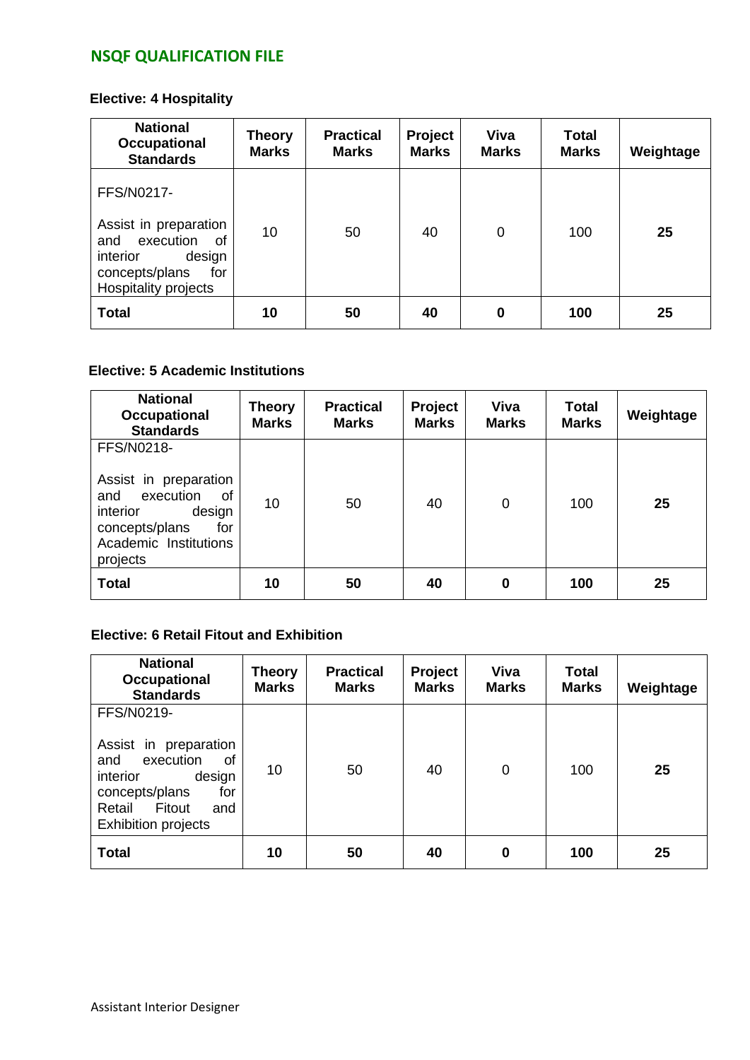**Elective: 4 Hospitality**

| National Occupational Standards | Theory Marks | Practical Marks | Project Marks | Viva Marks | Total Marks | Weightage |
|---|---|---|---|---|---|---|
| FFS/N0217- Assist in preparation and execution of interior design concepts/plans for Hospitality projects | 10 | 50 | 40 | 0 | 100 | **25** |
| **Total** | **10** | **50** | **40** | **0** | **100** | **25** |

**Elective: 5 Academic Institutions**

| National Occupational Standards | Theory Marks | Practical Marks | Project Marks | Viva Marks | Total Marks | Weightage |
|---|---|---|---|---|---|---|
| FFS/N0218- Assist in preparation and execution of interior design concepts/plans for Academic Institutions projects | 10 | 50 | 40 | 0 | 100 | **25** |
| **Total** | **10** | **50** | **40** | **0** | **100** | **25** |

**Elective: 6 Retail Fitout and Exhibition**

| National Occupational Standards | Theory Marks | Practical Marks | Project Marks | Viva Marks | Total Marks | Weightage |
|---|---|---|---|---|---|---|
| FFS/N0219- Assist in preparation and execution of interior design concepts/plans for Retail Fitout and Exhibition projects | 10 | 50 | 40 | 0 | 100 | **25** |
| **Total** | **10** | **50** | **40** | **0** | **100** | **25** |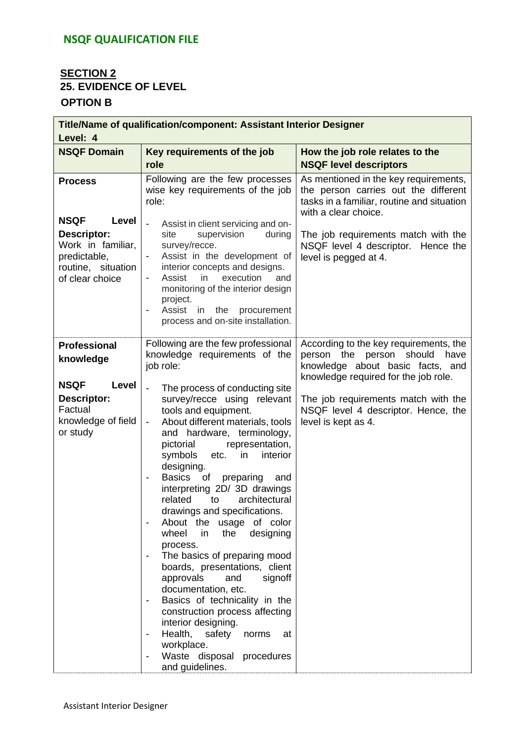**NSQF QUALIFICATION FILE**

**SECTION 2**

**25. EVIDENCE OF LEVEL**

**OPTION B**

| **Title/Name of qualification/component: Assistant Interior Designer**<br>**Level: 4** | | |
|---|---|---|
| **NSQF Domain** | **Key requirements of the job role** | **How the job role relates to the NSQF level descriptors** |
| **Process**<br><br>**NSQF Level Descriptor:** Work in familiar, predictable, routine, situation of clear choice | Following are the few processes wise key requirements of the job role:<br><br>- Assist in client servicing and on-site supervision during survey/recce.<br>- Assist in the development of interior concepts and designs.<br>- Assist in execution and monitoring of the interior design project.<br>- Assist in the procurement process and on-site installation. | As mentioned in the key requirements, the person carries out the different tasks in a familiar, routine and situation with a clear choice.<br><br>The job requirements match with the NSQF level 4 descriptor. Hence the level is pegged at 4. |
| **Professional knowledge**<br><br>**NSQF Level Descriptor:** Factual knowledge of field or study | Following are the few professional knowledge requirements of the job role:<br><br>- The process of conducting site survey/recce using relevant tools and equipment.<br>- About different materials, tools and hardware, terminology, pictorial representation, symbols etc. in interior designing.<br>- Basics of preparing and interpreting 2D/ 3D drawings related to architectural drawings and specifications.<br>- About the usage of color wheel in the designing process.<br>- The basics of preparing mood boards, presentations, client approvals and signoff documentation, etc.<br>- Basics of technicality in the construction process affecting interior designing.<br>- Health, safety norms at workplace.<br>- Waste disposal procedures and guidelines. | According to the key requirements, the person the person should have knowledge about basic facts, and knowledge required for the job role.<br><br>The job requirements match with the NSQF level 4 descriptor. Hence, the level is kept as 4. |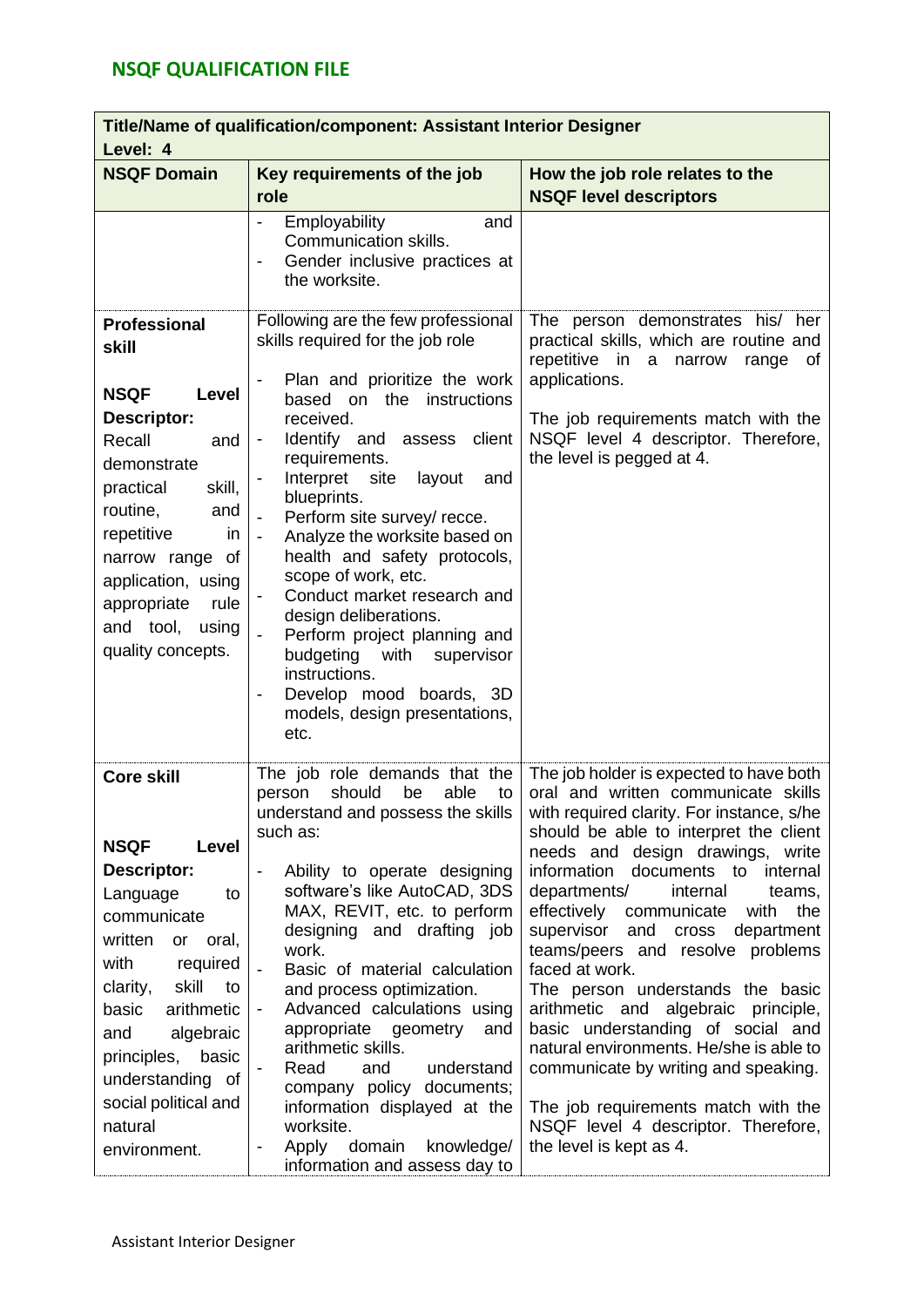## NSQF QUALIFICATION FILE

| **Title/Name of qualification/component: Assistant Interior Designer**<br>**Level: 4** | | |
|---|---|---|
| **NSQF Domain** | **Key requirements of the job role** | **How the job role relates to the NSQF level descriptors** |
| | - Employability and Communication skills.<br>- Gender inclusive practices at the worksite. | |
| **Professional skill**<br><br>**NSQF Level Descriptor:** Recall and demonstrate practical skill, routine, and repetitive in narrow range of application, using appropriate rule and tool, using quality concepts. | Following are the few professional skills required for the job role<br><br>- Plan and prioritize the work based on the instructions received.<br>- Identify and assess client requirements.<br>- Interpret site layout and blueprints.<br>- Perform site survey/ recce.<br>- Analyze the worksite based on health and safety protocols, scope of work, etc.<br>- Conduct market research and design deliberations.<br>- Perform project planning and budgeting with supervisor instructions.<br>- Develop mood boards, 3D models, design presentations, etc. | The person demonstrates his/ her practical skills, which are routine and repetitive in a narrow range of applications.<br><br>The job requirements match with the NSQF level 4 descriptor. Therefore, the level is pegged at 4. |
| **Core skill**<br><br>**NSQF Level Descriptor:** Language to communicate written or oral, with required clarity, skill to basic arithmetic and algebraic principles, basic understanding of social political and natural environment. | The job role demands that the person should be able to understand and possess the skills such as:<br><br>- Ability to operate designing software's like AutoCAD, 3DS MAX, REVIT, etc. to perform designing and drafting job work.<br>- Basic of material calculation and process optimization.<br>- Advanced calculations using appropriate geometry and arithmetic skills.<br>- Read and understand company policy documents; information displayed at the worksite.<br>- Apply domain knowledge/ information and assess day to | The job holder is expected to have both oral and written communicate skills with required clarity. For instance, s/he should be able to interpret the client needs and design drawings, write information documents to internal departments/ internal teams, effectively communicate with the supervisor and cross department teams/peers and resolve problems faced at work.<br>The person understands the basic arithmetic and algebraic principle, basic understanding of social and natural environments. He/she is able to communicate by writing and speaking.<br><br>The job requirements match with the NSQF level 4 descriptor. Therefore, the level is kept as 4. |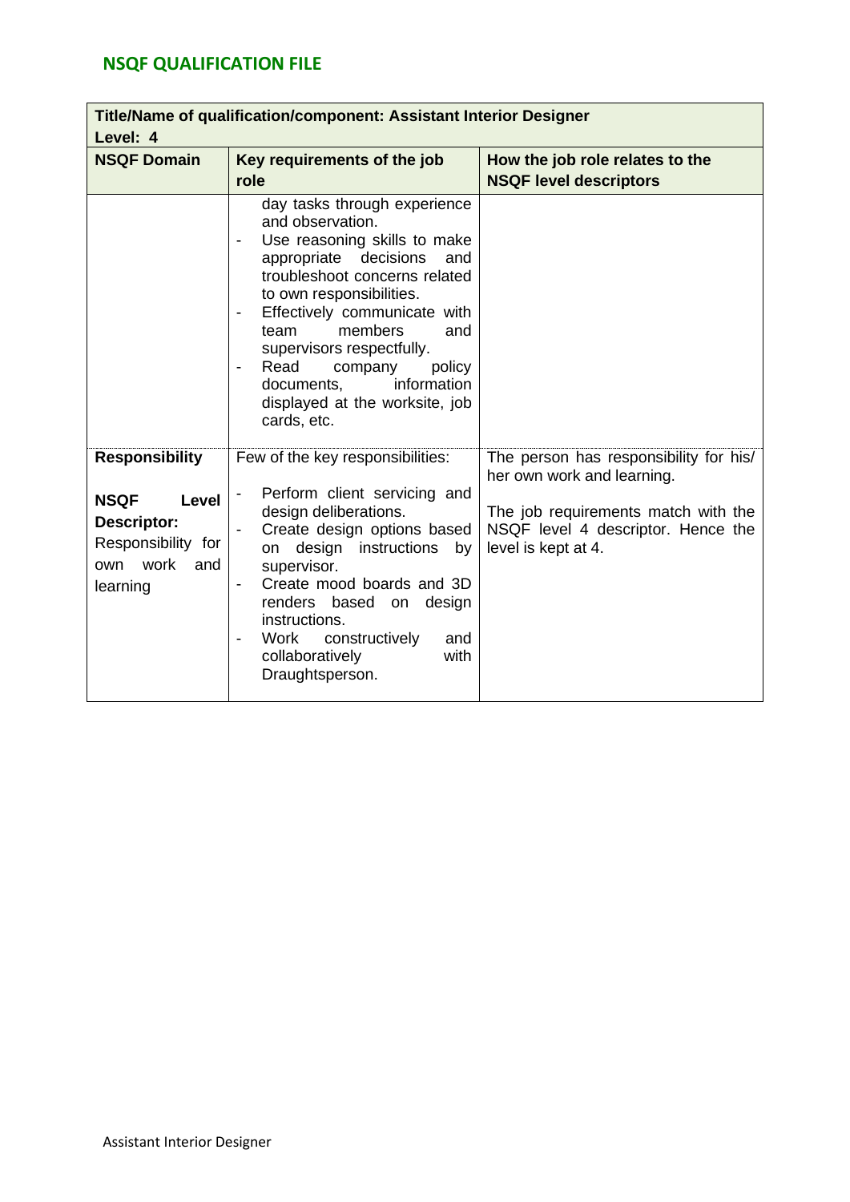## NSQF QUALIFICATION FILE

| **Title/Name of qualification/component: Assistant Interior Designer**<br>**Level: 4** | | |
|---|---|---|
| **NSQF Domain** | **Key requirements of the job role** | **How the job role relates to the NSQF level descriptors** |
| | day tasks through experience and observation.<br>- Use reasoning skills to make appropriate decisions and troubleshoot concerns related to own responsibilities.<br>- Effectively communicate with team members and supervisors respectfully.<br>- Read company policy documents, information displayed at the worksite, job cards, etc. | |
| **Responsibility**<br><br>**NSQF Level Descriptor:** Responsibility for own work and learning | Few of the key responsibilities:<br>- Perform client servicing and design deliberations.<br>- Create design options based on design instructions by supervisor.<br>- Create mood boards and 3D renders based on design instructions.<br>- Work constructively and collaboratively with Draughtsperson. | The person has responsibility for his/ her own work and learning.<br><br>The job requirements match with the NSQF level 4 descriptor. Hence the level is kept at 4. |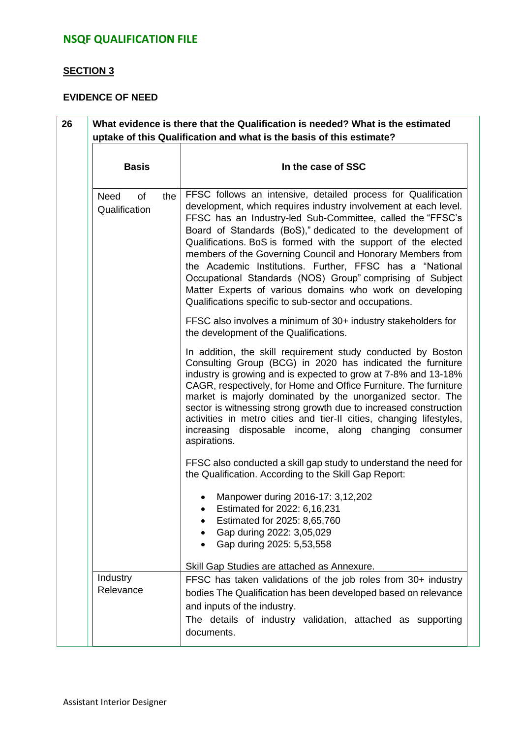## NSQF QUALIFICATION FILE

### SECTION 3

**EVIDENCE OF NEED**

| 26 | **What evidence is there that the Qualification is needed? What is the estimated uptake of this Qualification and what is the basis of this estimate?** | |
|---|---|---|
| | **Basis** | **In the case of SSC** |
| | Need of the Qualification | FFSC follows an intensive, detailed process for Qualification development, which requires industry involvement at each level. FFSC has an Industry-led Sub-Committee, called the "FFSC's Board of Standards (BoS)," dedicated to the development of Qualifications. BoS is formed with the support of the elected members of the Governing Council and Honorary Members from the Academic Institutions. Further, FFSC has a "National Occupational Standards (NOS) Group" comprising of Subject Matter Experts of various domains who work on developing Qualifications specific to sub-sector and occupations.<br><br>FFSC also involves a minimum of 30+ industry stakeholders for the development of the Qualifications.<br><br>In addition, the skill requirement study conducted by Boston Consulting Group (BCG) in 2020 has indicated the furniture industry is growing and is expected to grow at 7-8% and 13-18% CAGR, respectively, for Home and Office Furniture. The furniture market is majorly dominated by the unorganized sector. The sector is witnessing strong growth due to increased construction activities in metro cities and tier-II cities, changing lifestyles, increasing disposable income, along changing consumer aspirations.<br><br>FFSC also conducted a skill gap study to understand the need for the Qualification. According to the Skill Gap Report:<br><br>• Manpower during 2016-17: 3,12,202<br>• Estimated for 2022: 6,16,231<br>• Estimated for 2025: 8,65,760<br>• Gap during 2022: 3,05,029<br>• Gap during 2025: 5,53,558<br><br>Skill Gap Studies are attached as Annexure. |
| | Industry Relevance | FFSC has taken validations of the job roles from 30+ industry bodies The Qualification has been developed based on relevance and inputs of the industry.<br>The details of industry validation, attached as supporting documents. |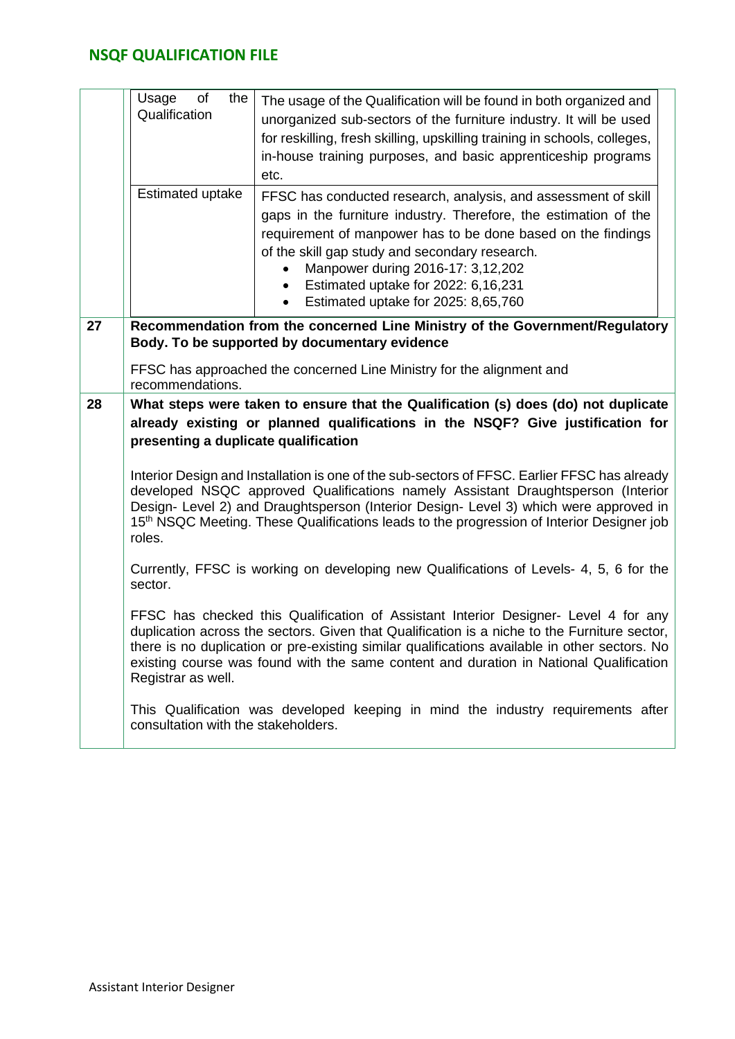| | | |
|---|---|---|
| | Usage of the Qualification | The usage of the Qualification will be found in both organized and unorganized sub-sectors of the furniture industry. It will be used for reskilling, fresh skilling, upskilling training in schools, colleges, in-house training purposes, and basic apprenticeship programs etc. |
| | Estimated uptake | FFSC has conducted research, analysis, and assessment of skill gaps in the furniture industry. Therefore, the estimation of the requirement of manpower has to be done based on the findings of the skill gap study and secondary research.<br>• Manpower during 2016-17: 3,12,202<br>• Estimated uptake for 2022: 6,16,231<br>• Estimated uptake for 2025: 8,65,760 |
| **27** | **Recommendation from the concerned Line Ministry of the Government/Regulatory Body. To be supported by documentary evidence**<br><br>FFSC has approached the concerned Line Ministry for the alignment and recommendations. | |
| **28** | **What steps were taken to ensure that the Qualification (s) does (do) not duplicate already existing or planned qualifications in the NSQF? Give justification for presenting a duplicate qualification**<br><br>Interior Design and Installation is one of the sub-sectors of FFSC. Earlier FFSC has already developed NSQC approved Qualifications namely Assistant Draughtsperson (Interior Design- Level 2) and Draughtsperson (Interior Design- Level 3) which were approved in 15th NSQC Meeting. These Qualifications leads to the progression of Interior Designer job roles.<br><br>Currently, FFSC is working on developing new Qualifications of Levels- 4, 5, 6 for the sector.<br><br>FFSC has checked this Qualification of Assistant Interior Designer- Level 4 for any duplication across the sectors. Given that Qualification is a niche to the Furniture sector, there is no duplication or pre-existing similar qualifications available in other sectors. No existing course was found with the same content and duration in National Qualification Registrar as well.<br><br>This Qualification was developed keeping in mind the industry requirements after consultation with the stakeholders. | |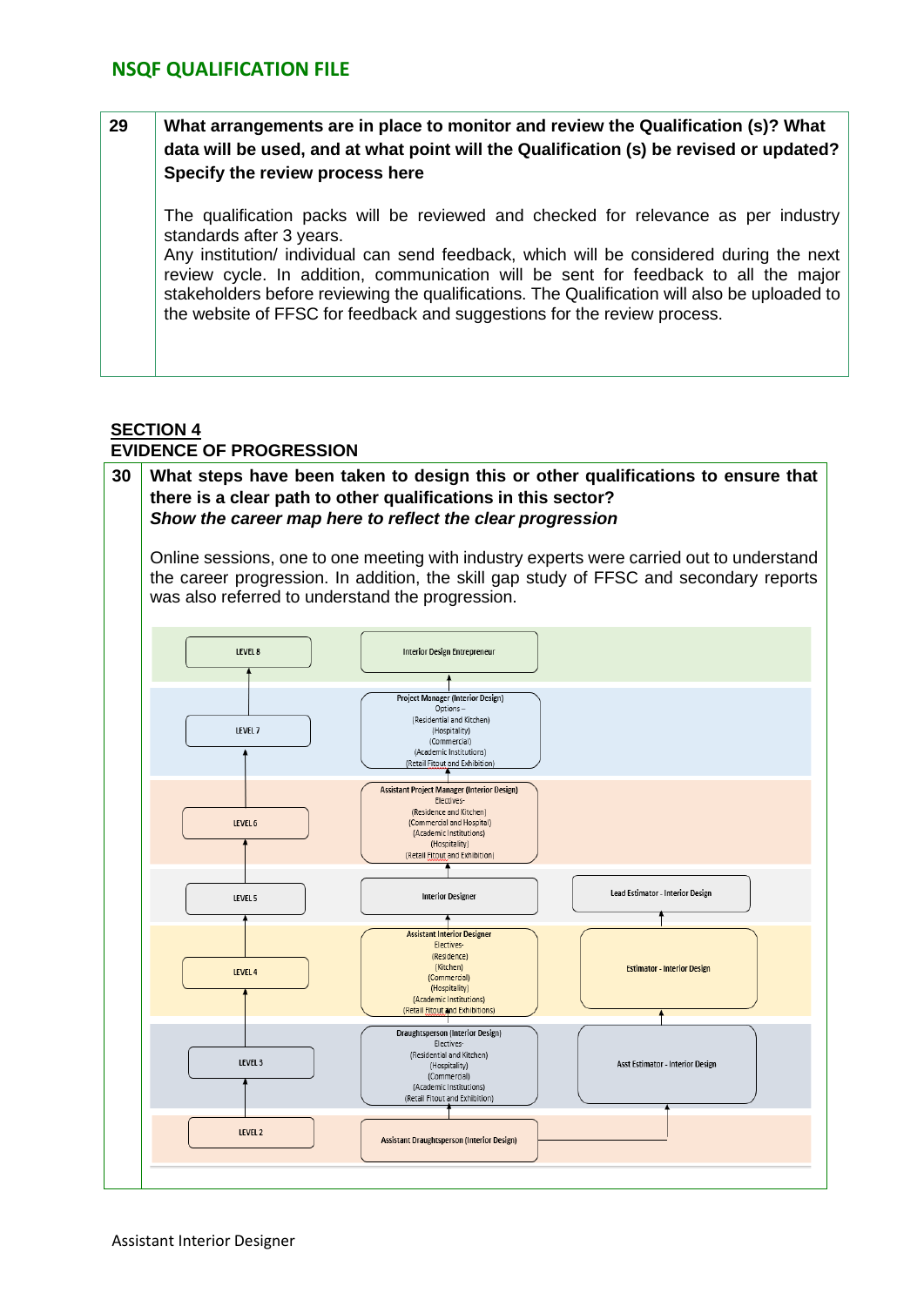| 29 | **What arrangements are in place to monitor and review the Qualification (s)? What data will be used, and at what point will the Qualification (s) be revised or updated? Specify the review process here** |
|---|---|
| | The qualification packs will be reviewed and checked for relevance as per industry standards after 3 years. Any institution/ individual can send feedback, which will be considered during the next review cycle. In addition, communication will be sent for feedback to all the major stakeholders before reviewing the qualifications. The Qualification will also be uploaded to the website of FFSC for feedback and suggestions for the review process. |

**SECTION 4**
**EVIDENCE OF PROGRESSION**

| 30 | **What steps have been taken to design this or other qualifications to ensure that there is a clear path to other qualifications in this sector?** ***Show the career map here to reflect the clear progression*** |
|---|---|
| | Online sessions, one to one meeting with industry experts were carried out to understand the career progression. In addition, the skill gap study of FFSC and secondary reports was also referred to understand the progression. |

| Level | Career Path | Estimation Path |
|---|---|---|
| LEVEL 8 | Interior Design Entrepreneur | |
| LEVEL 7 | Project Manager (Interior Design) Options – (Residential and Kitchen) (Hospitality) (Commercial) (Academic Institutions) (Retail Fitout and Exhibition) | |
| LEVEL 6 | Assistant Project Manager (Interior Design) Electives- (Residence and Kitchen) (Commercial and Hospital) (Academic Institutions) (Hospitality) (Retail Fitout and Exhibition) | |
| LEVEL 5 | Interior Designer | Lead Estimator - Interior Design |
| LEVEL 4 | Assistant Interior Designer Electives- (Residence) (Kitchen) (Commercial) (Hospitality) (Academic Institutions) (Retail Fitout and Exhibitions) | Estimator - Interior Design |
| LEVEL 3 | Draughtsperson (Interior Design) Electives- (Residential and Kitchen) (Hospitality) (Commercial) (Academic Institutions) (Retail Fitout and Exhibition) | Asst Estimator - Interior Design |
| LEVEL 2 | Assistant Draughtsperson (Interior Design) | |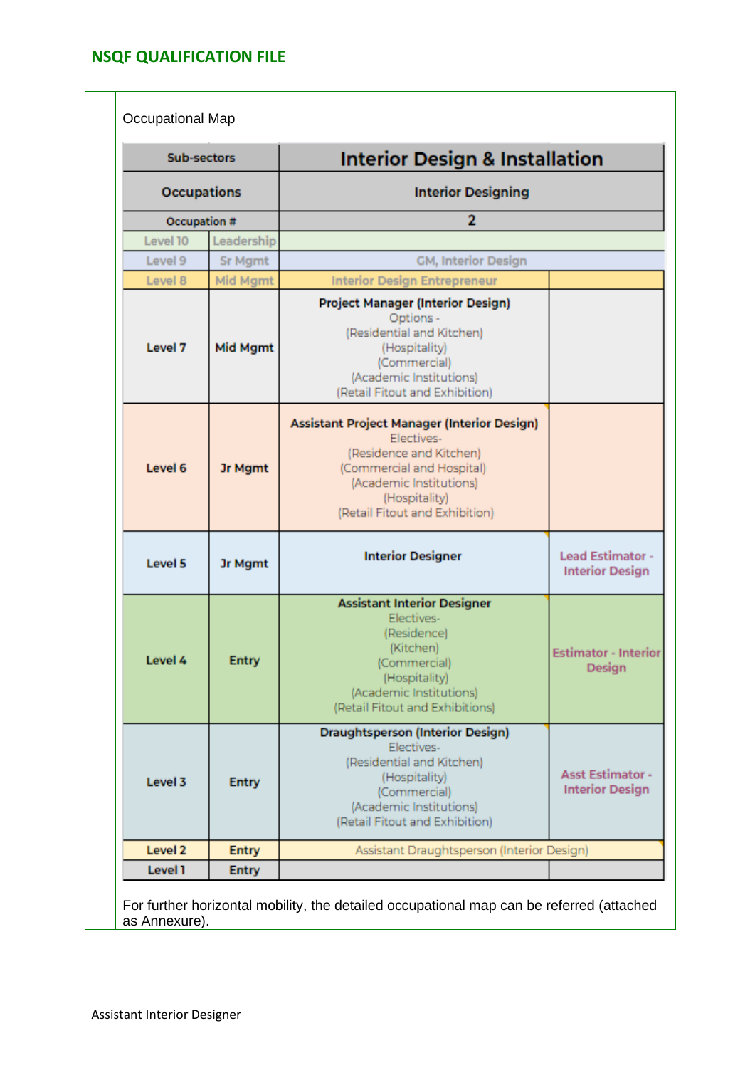## NSQF QUALIFICATION FILE

Occupational Map

| Sub-sectors | | Interior Design & Installation | |
|---|---|---|---|
| Occupations | | Interior Designing | |
| Occupation # | | 2 | |
| Level 10 | Leadership | | |
| Level 9 | Sr Mgmt | GM, Interior Design | |
| Level 8 | Mid Mgmt | Interior Design Entrepreneur | |
| Level 7 | Mid Mgmt | **Project Manager (Interior Design)** Options - (Residential and Kitchen) (Hospitality) (Commercial) (Academic Institutions) (Retail Fitout and Exhibition) | |
| Level 6 | Jr Mgmt | **Assistant Project Manager (Interior Design)** Electives- (Residence and Kitchen) (Commercial and Hospital) (Academic Institutions) (Hospitality) (Retail Fitout and Exhibition) | |
| Level 5 | Jr Mgmt | **Interior Designer** | Lead Estimator - Interior Design |
| Level 4 | Entry | **Assistant Interior Designer** Electives- (Residence) (Kitchen) (Commercial) (Hospitality) (Academic Institutions) (Retail Fitout and Exhibitions) | Estimator - Interior Design |
| Level 3 | Entry | **Draughtsperson (Interior Design)** Electives- (Residential and Kitchen) (Hospitality) (Commercial) (Academic Institutions) (Retail Fitout and Exhibition) | Asst Estimator - Interior Design |
| Level 2 | Entry | Assistant Draughtsperson (Interior Design) | |
| Level 1 | Entry | | |

For further horizontal mobility, the detailed occupational map can be referred (attached as Annexure).